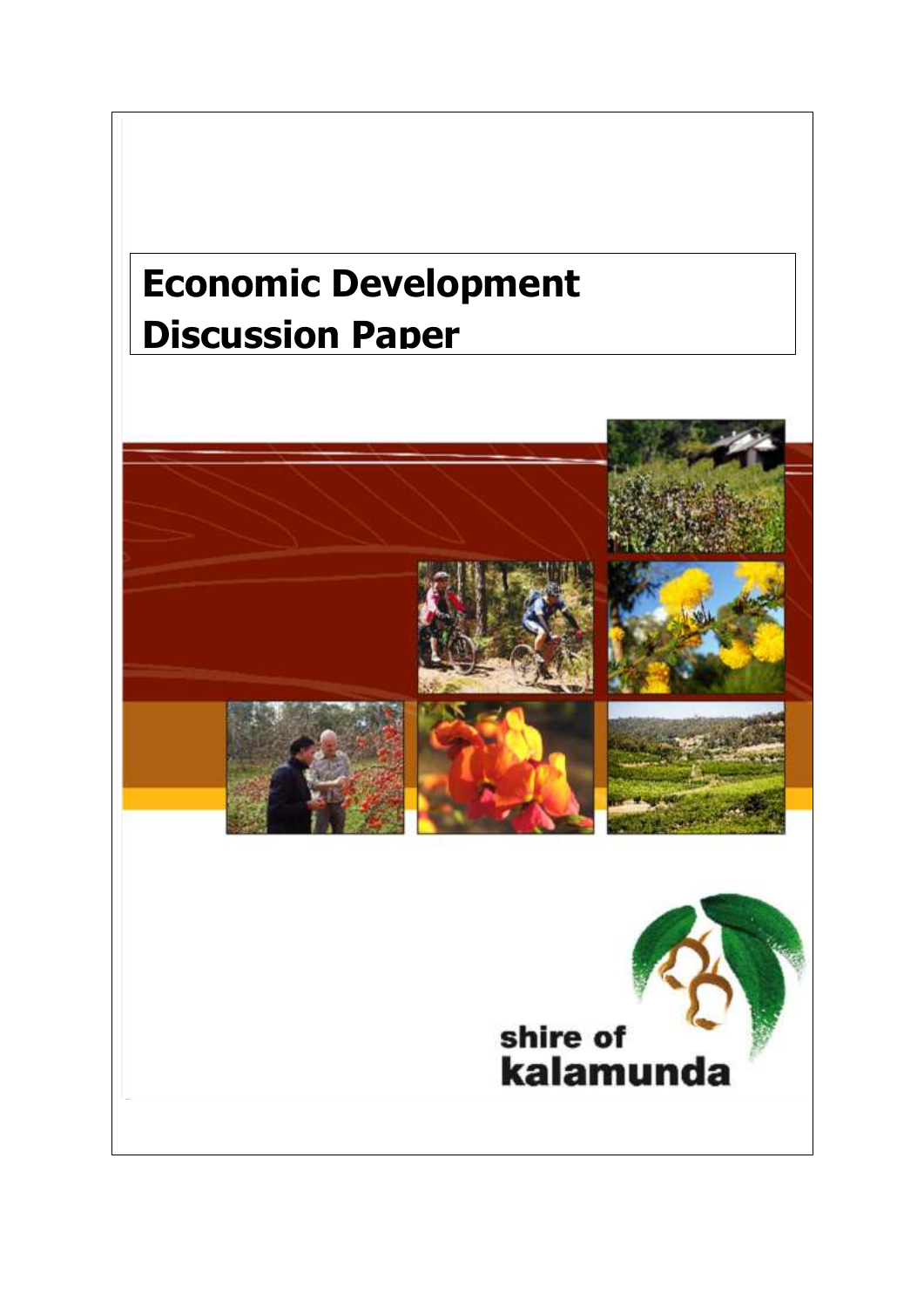# Economic Development Discussion Paper

shire of kalamunda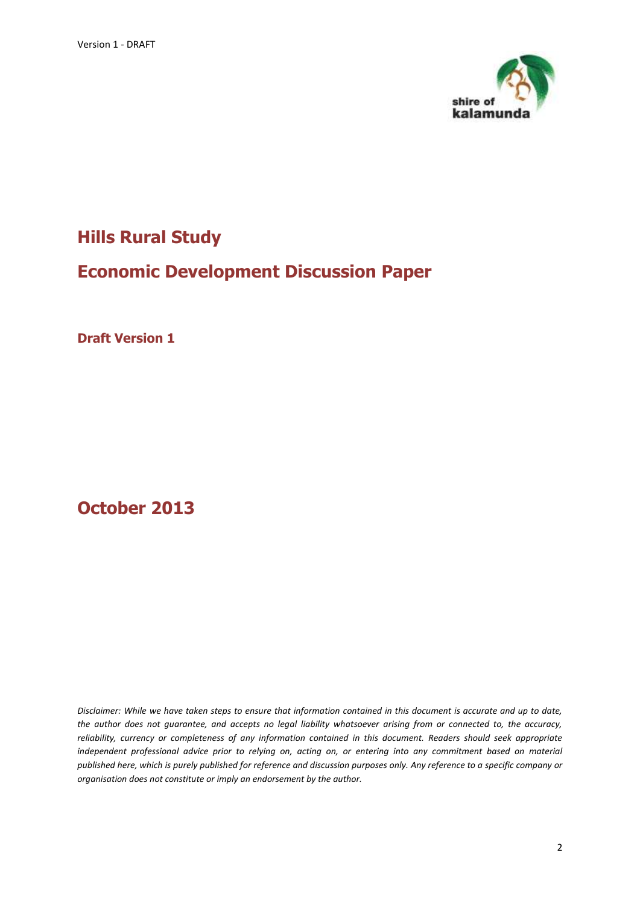# Hills Rural Study

## Economic Development Discussion Paper

**Draft Version 1**

## October 2013

*Disclaimer: While we have taken steps to ensure that information contained in this document is accurate and up to date, the author does not guarantee, and accepts no legal liability whatsoever arising from or connected to, the accuracy, reliability, currency or completeness of any information contained in this document. Readers should seek appropriate independent professional advice prior to relying on, acting on, or entering into any commitment based on material published here, which is purely published for reference and discussion purposes only. Any reference to a specific company or organisation does not constitute or imply an endorsement by the author.*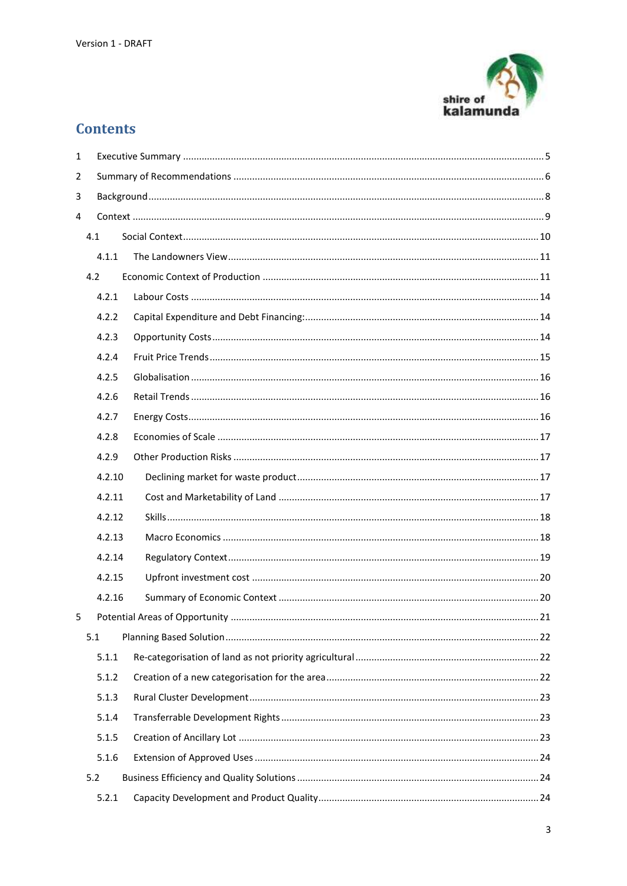Version 1 - DRAFT

# Contents

1 Executive Summary ..... 5

2 Summary of Recommendations ..... 6

3 Background ..... 8

4 Context ..... 9

- 4.1 Social Context ..... 10
  - 4.1.1 The Landowners View ..... 11
- 4.2 Economic Context of Production ..... 11
  - 4.2.1 Labour Costs ..... 14
  - 4.2.2 Capital Expenditure and Debt Financing: ..... 14
  - 4.2.3 Opportunity Costs ..... 14
  - 4.2.4 Fruit Price Trends ..... 15
  - 4.2.5 Globalisation ..... 16
  - 4.2.6 Retail Trends ..... 16
  - 4.2.7 Energy Costs ..... 16
  - 4.2.8 Economies of Scale ..... 17
  - 4.2.9 Other Production Risks ..... 17
  - 4.2.10 Declining market for waste product ..... 17
  - 4.2.11 Cost and Marketability of Land ..... 17
  - 4.2.12 Skills ..... 18
  - 4.2.13 Macro Economics ..... 18
  - 4.2.14 Regulatory Context ..... 19
  - 4.2.15 Upfront investment cost ..... 20
  - 4.2.16 Summary of Economic Context ..... 20

5 Potential Areas of Opportunity ..... 21

- 5.1 Planning Based Solution ..... 22
  - 5.1.1 Re-categorisation of land as not priority agricultural ..... 22
  - 5.1.2 Creation of a new categorisation for the area ..... 22
  - 5.1.3 Rural Cluster Development ..... 23
  - 5.1.4 Transferrable Development Rights ..... 23
  - 5.1.5 Creation of Ancillary Lot ..... 23
  - 5.1.6 Extension of Approved Uses ..... 24
- 5.2 Business Efficiency and Quality Solutions ..... 24
  - 5.2.1 Capacity Development and Product Quality ..... 24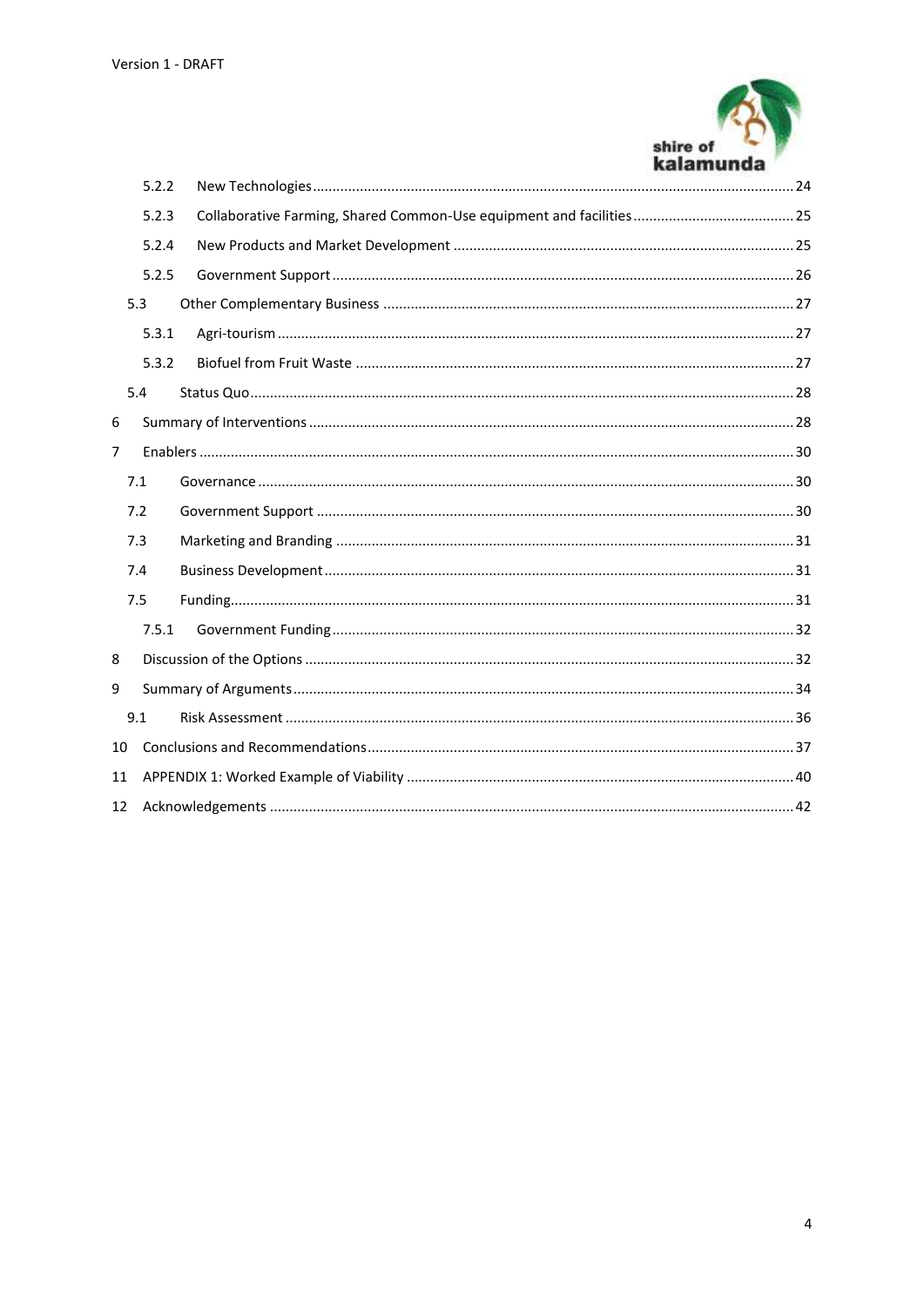| | | |
|---|---|---|
| 5.2.2 | New Technologies | 24 |
| 5.2.3 | Collaborative Farming, Shared Common-Use equipment and facilities | 25 |
| 5.2.4 | New Products and Market Development | 25 |
| 5.2.5 | Government Support | 26 |
| 5.3 | Other Complementary Business | 27 |
| 5.3.1 | Agri-tourism | 27 |
| 5.3.2 | Biofuel from Fruit Waste | 27 |
| 5.4 | Status Quo | 28 |
| 6 | Summary of Interventions | 28 |
| 7 | Enablers | 30 |
| 7.1 | Governance | 30 |
| 7.2 | Government Support | 30 |
| 7.3 | Marketing and Branding | 31 |
| 7.4 | Business Development | 31 |
| 7.5 | Funding | 31 |
| 7.5.1 | Government Funding | 32 |
| 8 | Discussion of the Options | 32 |
| 9 | Summary of Arguments | 34 |
| 9.1 | Risk Assessment | 36 |
| 10 | Conclusions and Recommendations | 37 |
| 11 | APPENDIX 1: Worked Example of Viability | 40 |
| 12 | Acknowledgements | 42 |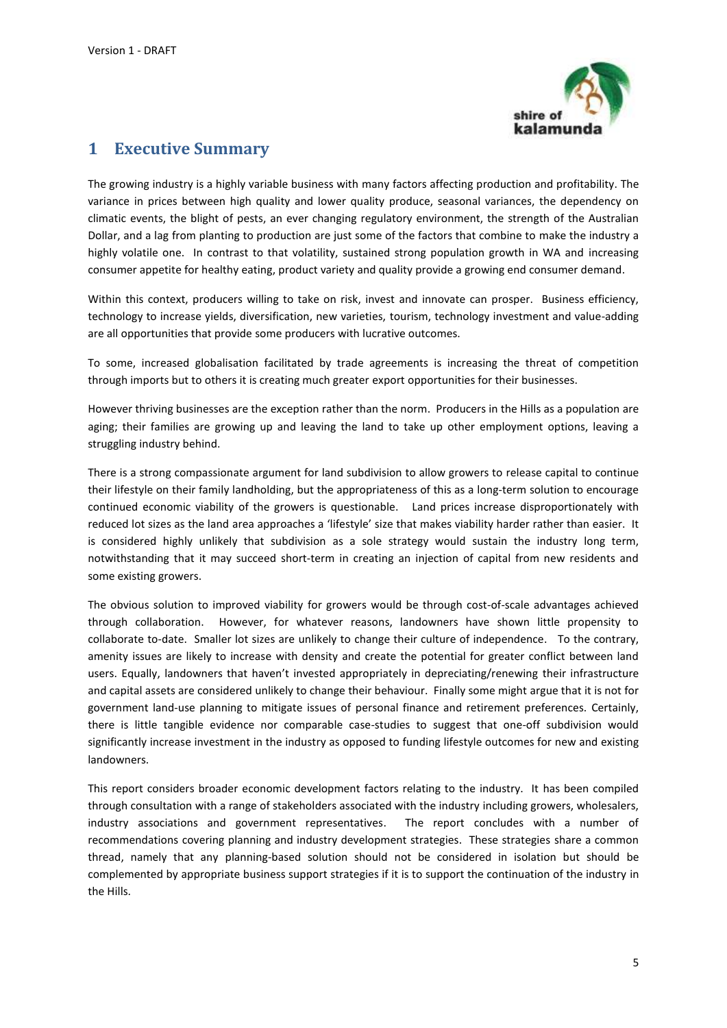# 1 Executive Summary

The growing industry is a highly variable business with many factors affecting production and profitability. The variance in prices between high quality and lower quality produce, seasonal variances, the dependency on climatic events, the blight of pests, an ever changing regulatory environment, the strength of the Australian Dollar, and a lag from planting to production are just some of the factors that combine to make the industry a highly volatile one. In contrast to that volatility, sustained strong population growth in WA and increasing consumer appetite for healthy eating, product variety and quality provide a growing end consumer demand.

Within this context, producers willing to take on risk, invest and innovate can prosper. Business efficiency, technology to increase yields, diversification, new varieties, tourism, technology investment and value-adding are all opportunities that provide some producers with lucrative outcomes.

To some, increased globalisation facilitated by trade agreements is increasing the threat of competition through imports but to others it is creating much greater export opportunities for their businesses.

However thriving businesses are the exception rather than the norm. Producers in the Hills as a population are aging; their families are growing up and leaving the land to take up other employment options, leaving a struggling industry behind.

There is a strong compassionate argument for land subdivision to allow growers to release capital to continue their lifestyle on their family landholding, but the appropriateness of this as a long-term solution to encourage continued economic viability of the growers is questionable. Land prices increase disproportionately with reduced lot sizes as the land area approaches a 'lifestyle' size that makes viability harder rather than easier. It is considered highly unlikely that subdivision as a sole strategy would sustain the industry long term, notwithstanding that it may succeed short-term in creating an injection of capital from new residents and some existing growers.

The obvious solution to improved viability for growers would be through cost-of-scale advantages achieved through collaboration. However, for whatever reasons, landowners have shown little propensity to collaborate to-date. Smaller lot sizes are unlikely to change their culture of independence. To the contrary, amenity issues are likely to increase with density and create the potential for greater conflict between land users. Equally, landowners that haven't invested appropriately in depreciating/renewing their infrastructure and capital assets are considered unlikely to change their behaviour. Finally some might argue that it is not for government land-use planning to mitigate issues of personal finance and retirement preferences. Certainly, there is little tangible evidence nor comparable case-studies to suggest that one-off subdivision would significantly increase investment in the industry as opposed to funding lifestyle outcomes for new and existing landowners.

This report considers broader economic development factors relating to the industry. It has been compiled through consultation with a range of stakeholders associated with the industry including growers, wholesalers, industry associations and government representatives. The report concludes with a number of recommendations covering planning and industry development strategies. These strategies share a common thread, namely that any planning-based solution should not be considered in isolation but should be complemented by appropriate business support strategies if it is to support the continuation of the industry in the Hills.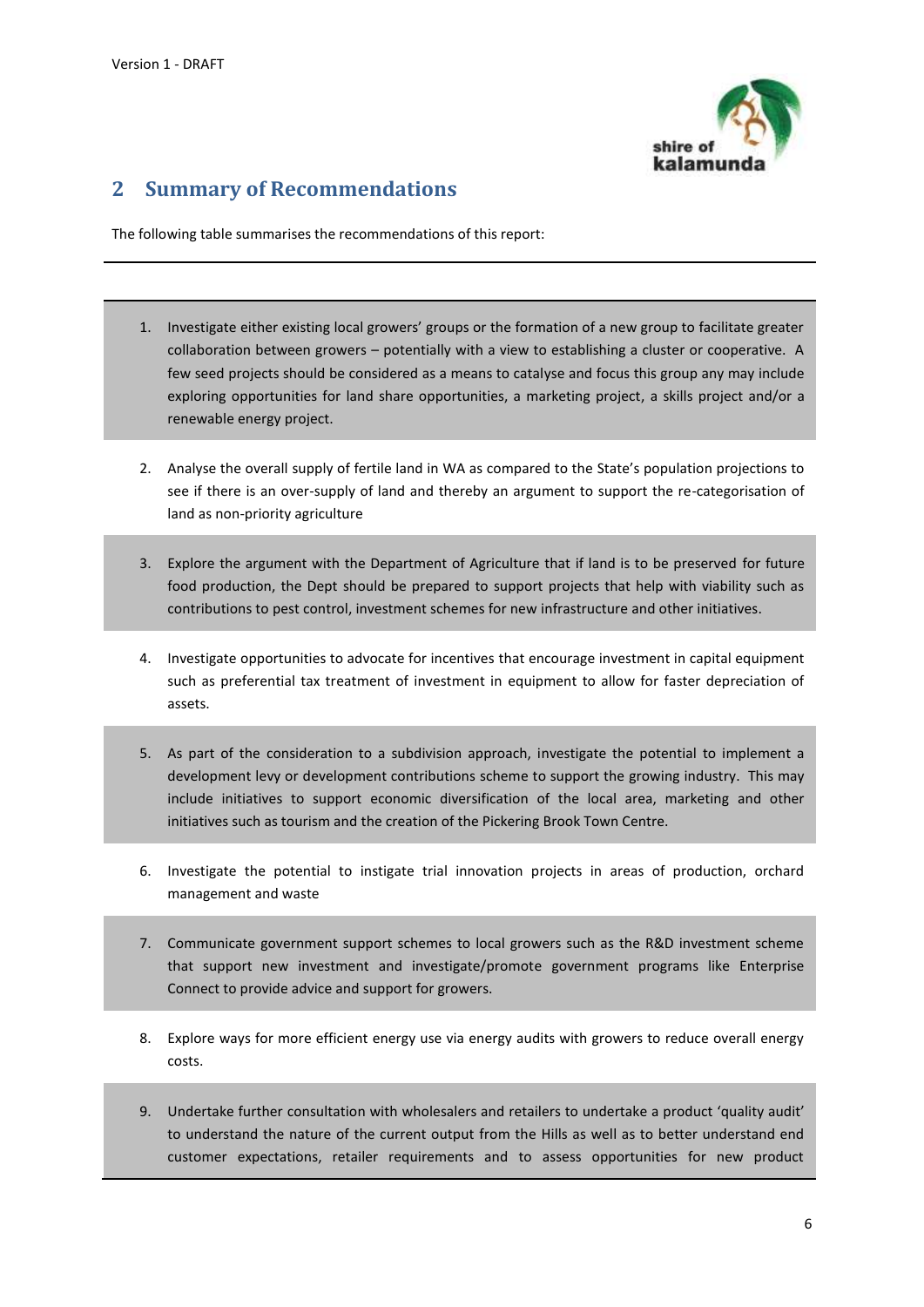## 2 Summary of Recommendations

The following table summarises the recommendations of this report:

1. Investigate either existing local growers' groups or the formation of a new group to facilitate greater collaboration between growers – potentially with a view to establishing a cluster or cooperative. A few seed projects should be considered as a means to catalyse and focus this group any may include exploring opportunities for land share opportunities, a marketing project, a skills project and/or a renewable energy project.

2. Analyse the overall supply of fertile land in WA as compared to the State's population projections to see if there is an over-supply of land and thereby an argument to support the re-categorisation of land as non-priority agriculture

3. Explore the argument with the Department of Agriculture that if land is to be preserved for future food production, the Dept should be prepared to support projects that help with viability such as contributions to pest control, investment schemes for new infrastructure and other initiatives.

4. Investigate opportunities to advocate for incentives that encourage investment in capital equipment such as preferential tax treatment of investment in equipment to allow for faster depreciation of assets.

5. As part of the consideration to a subdivision approach, investigate the potential to implement a development levy or development contributions scheme to support the growing industry. This may include initiatives to support economic diversification of the local area, marketing and other initiatives such as tourism and the creation of the Pickering Brook Town Centre.

6. Investigate the potential to instigate trial innovation projects in areas of production, orchard management and waste

7. Communicate government support schemes to local growers such as the R&D investment scheme that support new investment and investigate/promote government programs like Enterprise Connect to provide advice and support for growers.

8. Explore ways for more efficient energy use via energy audits with growers to reduce overall energy costs.

9. Undertake further consultation with wholesalers and retailers to undertake a product 'quality audit' to understand the nature of the current output from the Hills as well as to better understand end customer expectations, retailer requirements and to assess opportunities for new product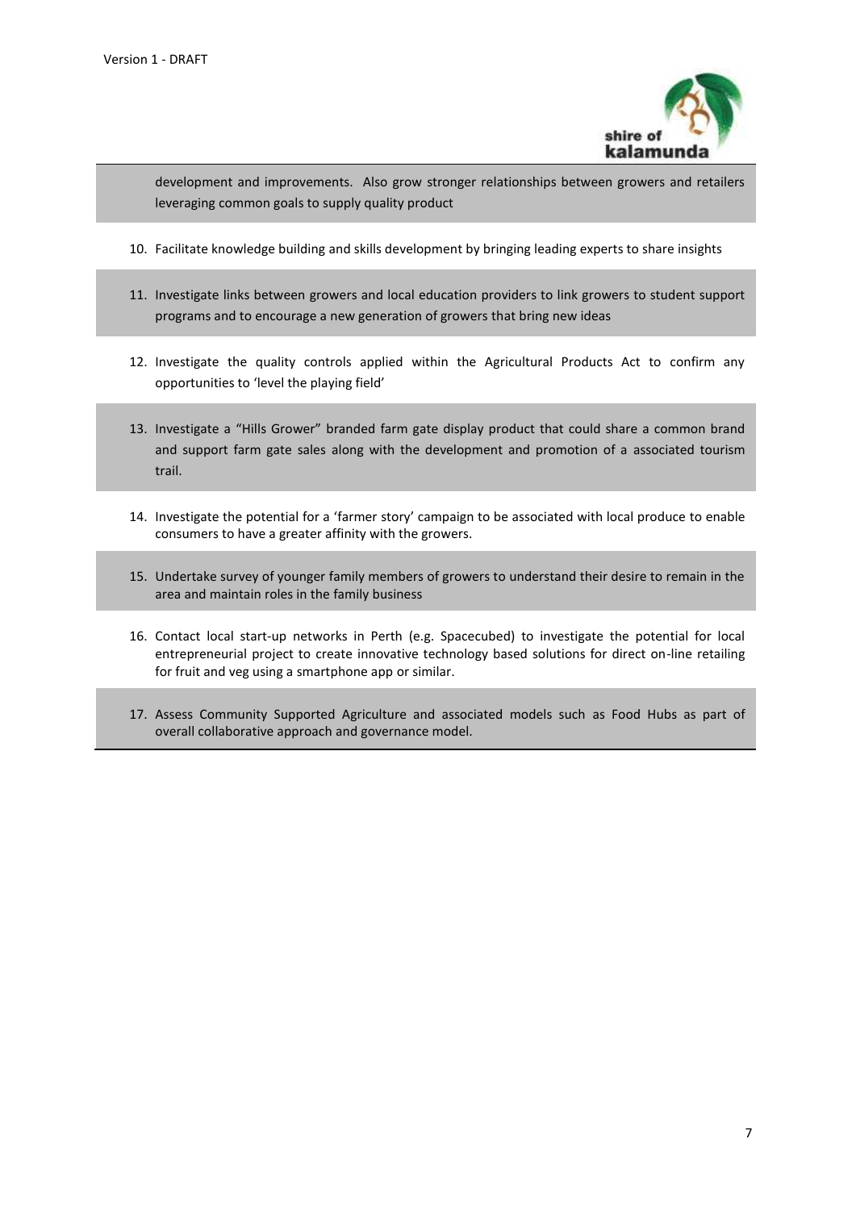development and improvements. Also grow stronger relationships between growers and retailers leveraging common goals to supply quality product

10. Facilitate knowledge building and skills development by bringing leading experts to share insights

11. Investigate links between growers and local education providers to link growers to student support programs and to encourage a new generation of growers that bring new ideas

12. Investigate the quality controls applied within the Agricultural Products Act to confirm any opportunities to 'level the playing field'

13. Investigate a "Hills Grower" branded farm gate display product that could share a common brand and support farm gate sales along with the development and promotion of a associated tourism trail.

14. Investigate the potential for a 'farmer story' campaign to be associated with local produce to enable consumers to have a greater affinity with the growers.

15. Undertake survey of younger family members of growers to understand their desire to remain in the area and maintain roles in the family business

16. Contact local start-up networks in Perth (e.g. Spacecubed) to investigate the potential for local entrepreneurial project to create innovative technology based solutions for direct on-line retailing for fruit and veg using a smartphone app or similar.

17. Assess Community Supported Agriculture and associated models such as Food Hubs as part of overall collaborative approach and governance model.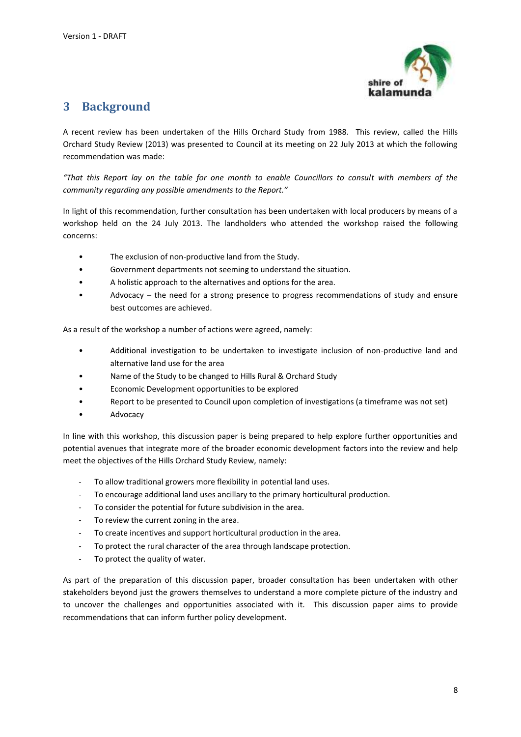# 3 Background

A recent review has been undertaken of the Hills Orchard Study from 1988. This review, called the Hills Orchard Study Review (2013) was presented to Council at its meeting on 22 July 2013 at which the following recommendation was made:

*"That this Report lay on the table for one month to enable Councillors to consult with members of the community regarding any possible amendments to the Report."*

In light of this recommendation, further consultation has been undertaken with local producers by means of a workshop held on the 24 July 2013. The landholders who attended the workshop raised the following concerns:

- The exclusion of non-productive land from the Study.
- Government departments not seeming to understand the situation.
- A holistic approach to the alternatives and options for the area.
- Advocacy – the need for a strong presence to progress recommendations of study and ensure best outcomes are achieved.

As a result of the workshop a number of actions were agreed, namely:

- Additional investigation to be undertaken to investigate inclusion of non-productive land and alternative land use for the area
- Name of the Study to be changed to Hills Rural & Orchard Study
- Economic Development opportunities to be explored
- Report to be presented to Council upon completion of investigations (a timeframe was not set)
- Advocacy

In line with this workshop, this discussion paper is being prepared to help explore further opportunities and potential avenues that integrate more of the broader economic development factors into the review and help meet the objectives of the Hills Orchard Study Review, namely:

- To allow traditional growers more flexibility in potential land uses.
- To encourage additional land uses ancillary to the primary horticultural production.
- To consider the potential for future subdivision in the area.
- To review the current zoning in the area.
- To create incentives and support horticultural production in the area.
- To protect the rural character of the area through landscape protection.
- To protect the quality of water.

As part of the preparation of this discussion paper, broader consultation has been undertaken with other stakeholders beyond just the growers themselves to understand a more complete picture of the industry and to uncover the challenges and opportunities associated with it. This discussion paper aims to provide recommendations that can inform further policy development.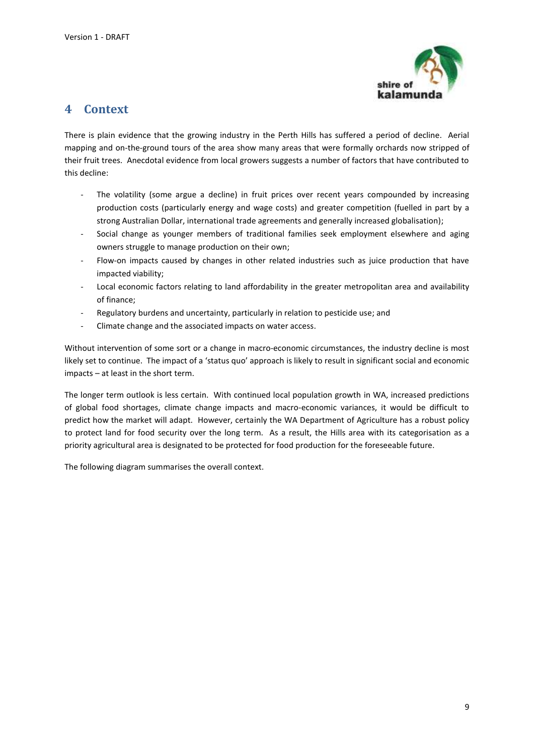# 4 Context

There is plain evidence that the growing industry in the Perth Hills has suffered a period of decline. Aerial mapping and on-the-ground tours of the area show many areas that were formally orchards now stripped of their fruit trees. Anecdotal evidence from local growers suggests a number of factors that have contributed to this decline:

- The volatility (some argue a decline) in fruit prices over recent years compounded by increasing production costs (particularly energy and wage costs) and greater competition (fuelled in part by a strong Australian Dollar, international trade agreements and generally increased globalisation);
- Social change as younger members of traditional families seek employment elsewhere and aging owners struggle to manage production on their own;
- Flow-on impacts caused by changes in other related industries such as juice production that have impacted viability;
- Local economic factors relating to land affordability in the greater metropolitan area and availability of finance;
- Regulatory burdens and uncertainty, particularly in relation to pesticide use; and
- Climate change and the associated impacts on water access.

Without intervention of some sort or a change in macro-economic circumstances, the industry decline is most likely set to continue. The impact of a 'status quo' approach is likely to result in significant social and economic impacts – at least in the short term.

The longer term outlook is less certain. With continued local population growth in WA, increased predictions of global food shortages, climate change impacts and macro-economic variances, it would be difficult to predict how the market will adapt. However, certainly the WA Department of Agriculture has a robust policy to protect land for food security over the long term. As a result, the Hills area with its categorisation as a priority agricultural area is designated to be protected for food production for the foreseeable future.

The following diagram summarises the overall context.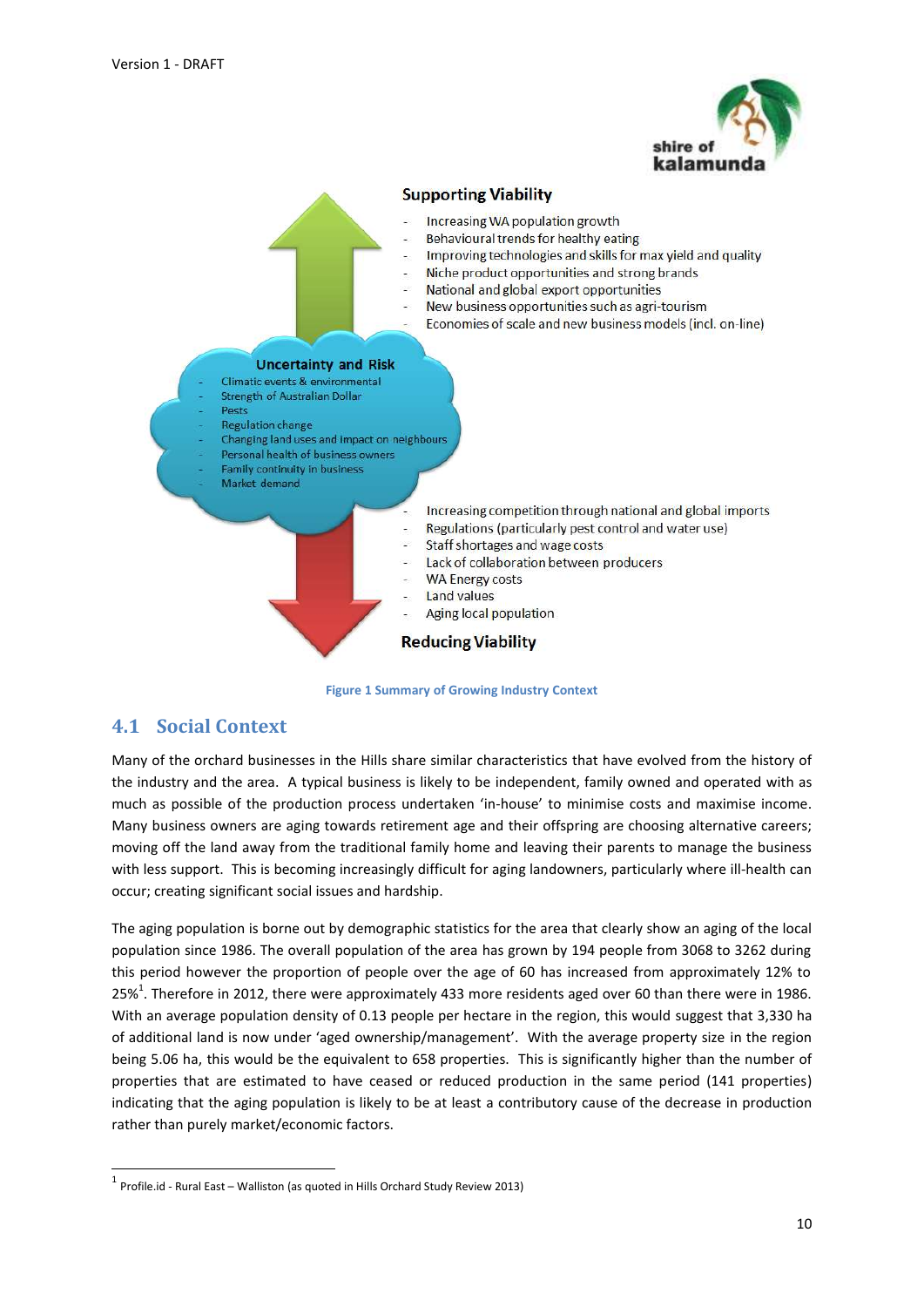**Supporting Viability**

- Increasing WA population growth
- Behavioural trends for healthy eating
- Improving technologies and skills for max yield and quality
- Niche product opportunities and strong brands
- National and global export opportunities
- New business opportunities such as agri-tourism
- Economies of scale and new business models (incl. on-line)

**Uncertainty and Risk**

- Climatic events & environmental
- Strength of Australian Dollar
- Pests
- Regulation change
- Changing land uses and impact on neighbours
- Personal health of business owners
- Family continuity in business
- Market demand

- Increasing competition through national and global imports
- Regulations (particularly pest control and water use)
- Staff shortages and wage costs
- Lack of collaboration between producers
- WA Energy costs
- Land values
- Aging local population

**Reducing Viability**

Figure 1 Summary of Growing Industry Context

## 4.1 Social Context

Many of the orchard businesses in the Hills share similar characteristics that have evolved from the history of the industry and the area. A typical business is likely to be independent, family owned and operated with as much as possible of the production process undertaken 'in-house' to minimise costs and maximise income. Many business owners are aging towards retirement age and their offspring are choosing alternative careers; moving off the land away from the traditional family home and leaving their parents to manage the business with less support. This is becoming increasingly difficult for aging landowners, particularly where ill-health can occur; creating significant social issues and hardship.

The aging population is borne out by demographic statistics for the area that clearly show an aging of the local population since 1986. The overall population of the area has grown by 194 people from 3068 to 3262 during this period however the proportion of people over the age of 60 has increased from approximately 12% to 25%[1]. Therefore in 2012, there were approximately 433 more residents aged over 60 than there were in 1986. With an average population density of 0.13 people per hectare in the region, this would suggest that 3,330 ha of additional land is now under 'aged ownership/management'. With the average property size in the region being 5.06 ha, this would be the equivalent to 658 properties. This is significantly higher than the number of properties that are estimated to have ceased or reduced production in the same period (141 properties) indicating that the aging population is likely to be at least a contributory cause of the decrease in production rather than purely market/economic factors.

[1] Profile.id - Rural East – Walliston (as quoted in Hills Orchard Study Review 2013)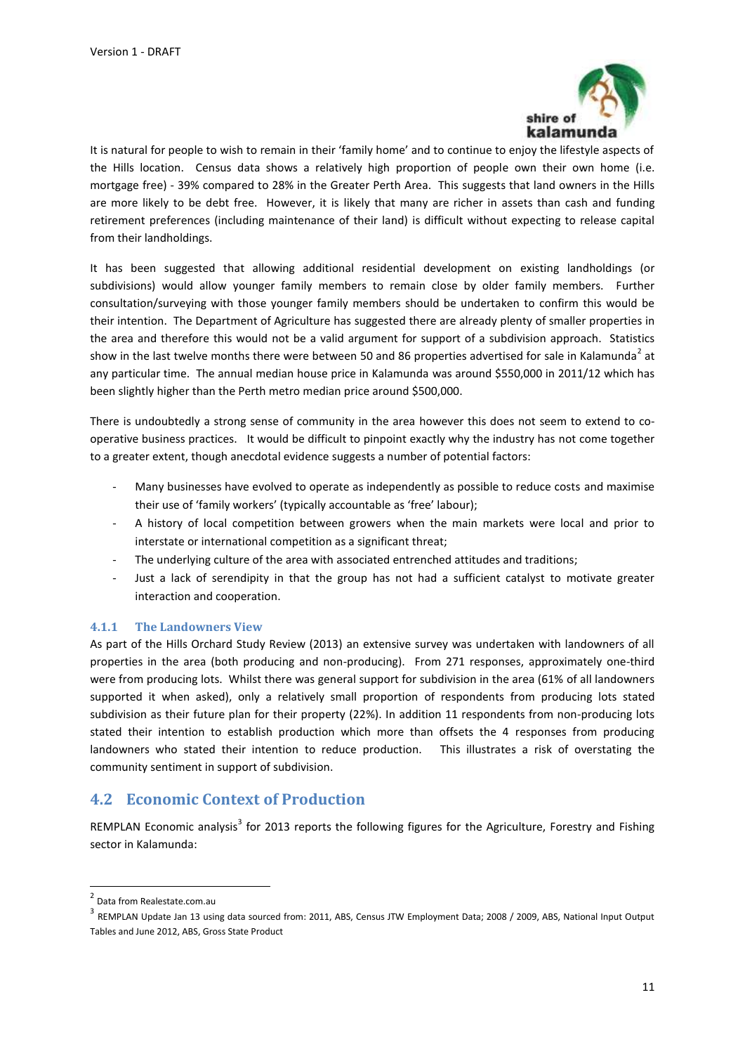It is natural for people to wish to remain in their 'family home' and to continue to enjoy the lifestyle aspects of the Hills location. Census data shows a relatively high proportion of people own their own home (i.e. mortgage free) - 39% compared to 28% in the Greater Perth Area. This suggests that land owners in the Hills are more likely to be debt free. However, it is likely that many are richer in assets than cash and funding retirement preferences (including maintenance of their land) is difficult without expecting to release capital from their landholdings.

It has been suggested that allowing additional residential development on existing landholdings (or subdivisions) would allow younger family members to remain close by older family members. Further consultation/surveying with those younger family members should be undertaken to confirm this would be their intention. The Department of Agriculture has suggested there are already plenty of smaller properties in the area and therefore this would not be a valid argument for support of a subdivision approach. Statistics show in the last twelve months there were between 50 and 86 properties advertised for sale in Kalamunda[2] at any particular time. The annual median house price in Kalamunda was around $550,000 in 2011/12 which has been slightly higher than the Perth metro median price around $500,000.

There is undoubtedly a strong sense of community in the area however this does not seem to extend to co-operative business practices. It would be difficult to pinpoint exactly why the industry has not come together to a greater extent, though anecdotal evidence suggests a number of potential factors:

- Many businesses have evolved to operate as independently as possible to reduce costs and maximise their use of 'family workers' (typically accountable as 'free' labour);
- A history of local competition between growers when the main markets were local and prior to interstate or international competition as a significant threat;
- The underlying culture of the area with associated entrenched attitudes and traditions;
- Just a lack of serendipity in that the group has not had a sufficient catalyst to motivate greater interaction and cooperation.

### 4.1.1 The Landowners View

As part of the Hills Orchard Study Review (2013) an extensive survey was undertaken with landowners of all properties in the area (both producing and non-producing). From 271 responses, approximately one-third were from producing lots. Whilst there was general support for subdivision in the area (61% of all landowners supported it when asked), only a relatively small proportion of respondents from producing lots stated subdivision as their future plan for their property (22%). In addition 11 respondents from non-producing lots stated their intention to establish production which more than offsets the 4 responses from producing landowners who stated their intention to reduce production. This illustrates a risk of overstating the community sentiment in support of subdivision.

## 4.2 Economic Context of Production

REMPLAN Economic analysis[3] for 2013 reports the following figures for the Agriculture, Forestry and Fishing sector in Kalamunda:

---

[2] Data from Realestate.com.au

[3] REMPLAN Update Jan 13 using data sourced from: 2011, ABS, Census JTW Employment Data; 2008 / 2009, ABS, National Input Output Tables and June 2012, ABS, Gross State Product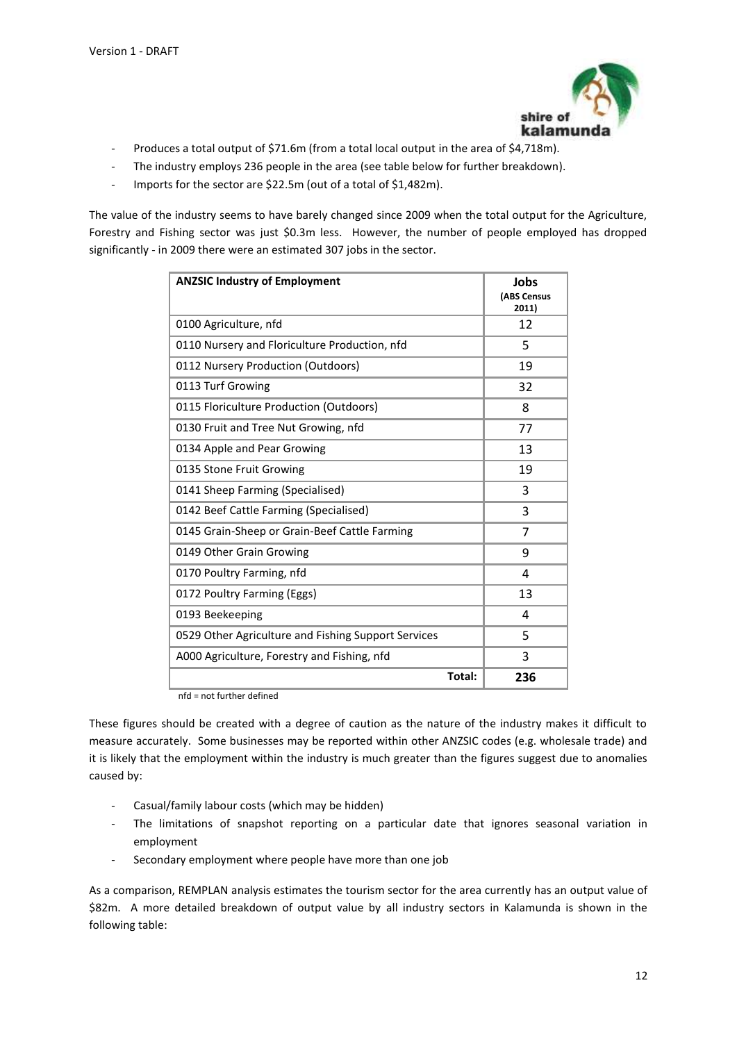- Produces a total output of $71.6m (from a total local output in the area of $4,718m).
- The industry employs 236 people in the area (see table below for further breakdown).
- Imports for the sector are $22.5m (out of a total of $1,482m).

The value of the industry seems to have barely changed since 2009 when the total output for the Agriculture, Forestry and Fishing sector was just $0.3m less. However, the number of people employed has dropped significantly - in 2009 there were an estimated 307 jobs in the sector.

| ANZSIC Industry of Employment | Jobs (ABS Census 2011) |
|---|---|
| 0100 Agriculture, nfd | 12 |
| 0110 Nursery and Floriculture Production, nfd | 5 |
| 0112 Nursery Production (Outdoors) | 19 |
| 0113 Turf Growing | 32 |
| 0115 Floriculture Production (Outdoors) | 8 |
| 0130 Fruit and Tree Nut Growing, nfd | 77 |
| 0134 Apple and Pear Growing | 13 |
| 0135 Stone Fruit Growing | 19 |
| 0141 Sheep Farming (Specialised) | 3 |
| 0142 Beef Cattle Farming (Specialised) | 3 |
| 0145 Grain-Sheep or Grain-Beef Cattle Farming | 7 |
| 0149 Other Grain Growing | 9 |
| 0170 Poultry Farming, nfd | 4 |
| 0172 Poultry Farming (Eggs) | 13 |
| 0193 Beekeeping | 4 |
| 0529 Other Agriculture and Fishing Support Services | 5 |
| A000 Agriculture, Forestry and Fishing, nfd | 3 |
| **Total:** | **236** |

nfd = not further defined

These figures should be created with a degree of caution as the nature of the industry makes it difficult to measure accurately. Some businesses may be reported within other ANZSIC codes (e.g. wholesale trade) and it is likely that the employment within the industry is much greater than the figures suggest due to anomalies caused by:

- Casual/family labour costs (which may be hidden)
- The limitations of snapshot reporting on a particular date that ignores seasonal variation in employment
- Secondary employment where people have more than one job

As a comparison, REMPLAN analysis estimates the tourism sector for the area currently has an output value of $82m. A more detailed breakdown of output value by all industry sectors in Kalamunda is shown in the following table: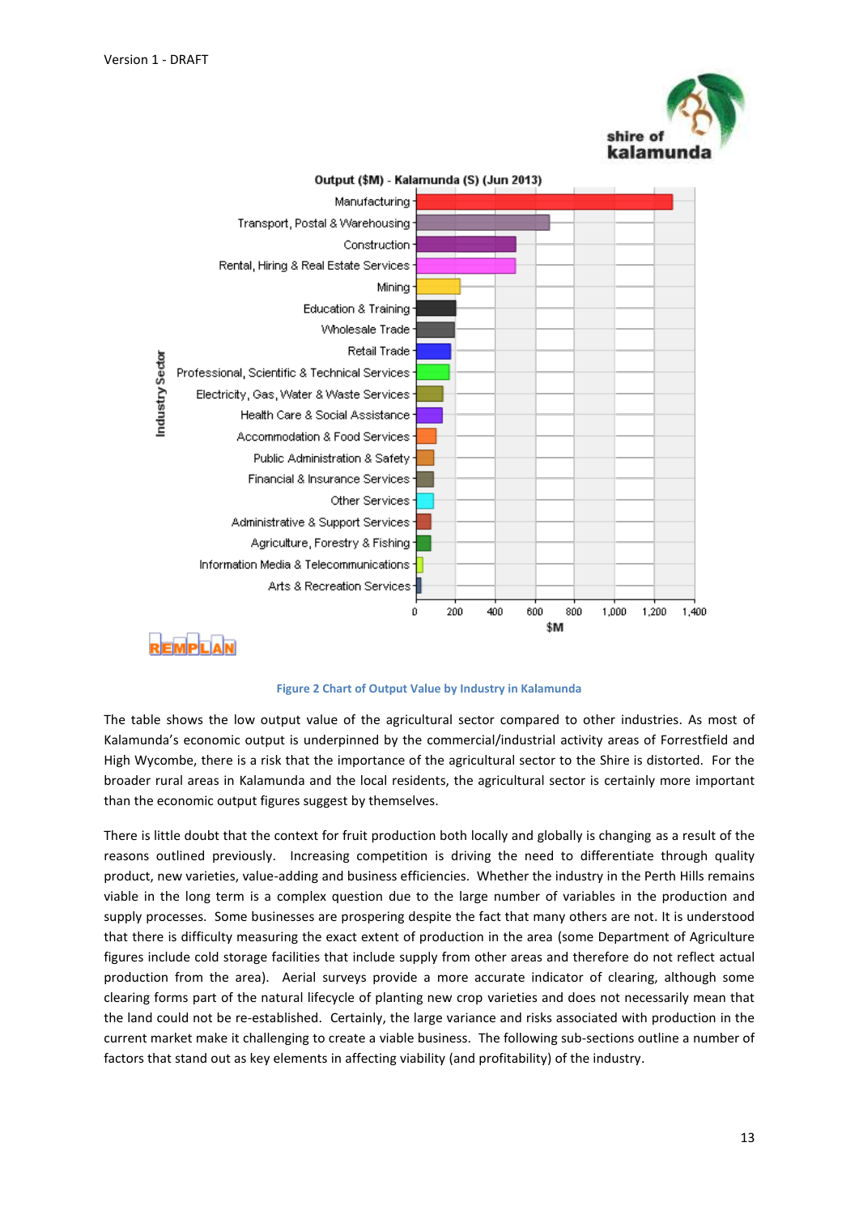Figure 2 Chart of Output Value by Industry in Kalamunda

The table shows the low output value of the agricultural sector compared to other industries. As most of Kalamunda's economic output is underpinned by the commercial/industrial activity areas of Forrestfield and High Wycombe, there is a risk that the importance of the agricultural sector to the Shire is distorted. For the broader rural areas in Kalamunda and the local residents, the agricultural sector is certainly more important than the economic output figures suggest by themselves.

There is little doubt that the context for fruit production both locally and globally is changing as a result of the reasons outlined previously. Increasing competition is driving the need to differentiate through quality product, new varieties, value-adding and business efficiencies. Whether the industry in the Perth Hills remains viable in the long term is a complex question due to the large number of variables in the production and supply processes. Some businesses are prospering despite the fact that many others are not. It is understood that there is difficulty measuring the exact extent of production in the area (some Department of Agriculture figures include cold storage facilities that include supply from other areas and therefore do not reflect actual production from the area). Aerial surveys provide a more accurate indicator of clearing, although some clearing forms part of the natural lifecycle of planting new crop varieties and does not necessarily mean that the land could not be re-established. Certainly, the large variance and risks associated with production in the current market make it challenging to create a viable business. The following sub-sections outline a number of factors that stand out as key elements in affecting viability (and profitability) of the industry.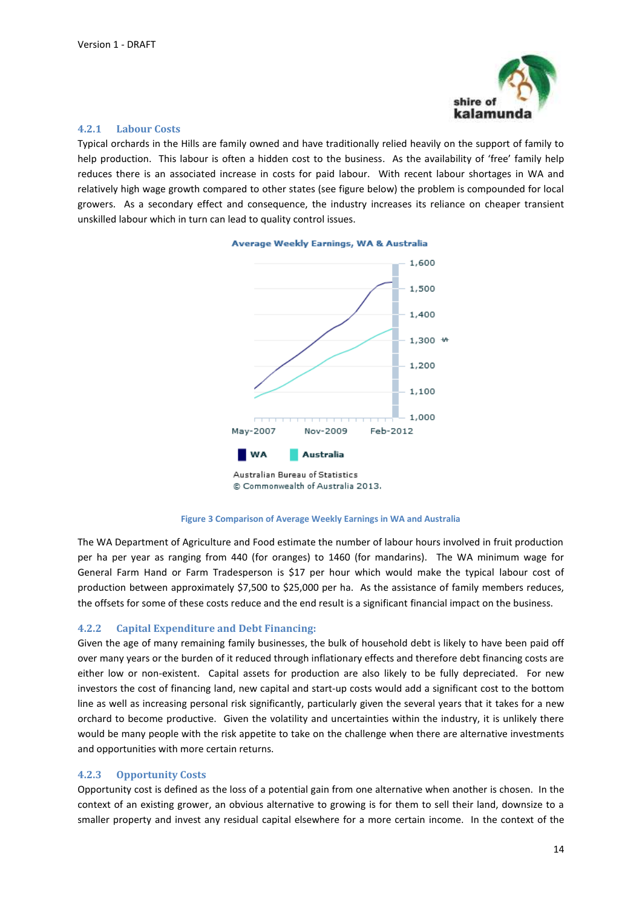#### 4.2.1 Labour Costs

Typical orchards in the Hills are family owned and have traditionally relied heavily on the support of family to help production. This labour is often a hidden cost to the business. As the availability of 'free' family help reduces there is an associated increase in costs for paid labour. With recent labour shortages in WA and relatively high wage growth compared to other states (see figure below) the problem is compounded for local growers. As a secondary effect and consequence, the industry increases its reliance on cheaper transient unskilled labour which in turn can lead to quality control issues.

Average Weekly Earnings, WA & Australia

Australian Bureau of Statistics
© Commonwealth of Australia 2013.

Figure 3 Comparison of Average Weekly Earnings in WA and Australia

The WA Department of Agriculture and Food estimate the number of labour hours involved in fruit production per ha per year as ranging from 440 (for oranges) to 1460 (for mandarins). The WA minimum wage for General Farm Hand or Farm Tradesperson is $17 per hour which would make the typical labour cost of production between approximately $7,500 to $25,000 per ha. As the assistance of family members reduces, the offsets for some of these costs reduce and the end result is a significant financial impact on the business.

#### 4.2.2 Capital Expenditure and Debt Financing:

Given the age of many remaining family businesses, the bulk of household debt is likely to have been paid off over many years or the burden of it reduced through inflationary effects and therefore debt financing costs are either low or non-existent. Capital assets for production are also likely to be fully depreciated. For new investors the cost of financing land, new capital and start-up costs would add a significant cost to the bottom line as well as increasing personal risk significantly, particularly given the several years that it takes for a new orchard to become productive. Given the volatility and uncertainties within the industry, it is unlikely there would be many people with the risk appetite to take on the challenge when there are alternative investments and opportunities with more certain returns.

#### 4.2.3 Opportunity Costs

Opportunity cost is defined as the loss of a potential gain from one alternative when another is chosen. In the context of an existing grower, an obvious alternative to growing is for them to sell their land, downsize to a smaller property and invest any residual capital elsewhere for a more certain income. In the context of the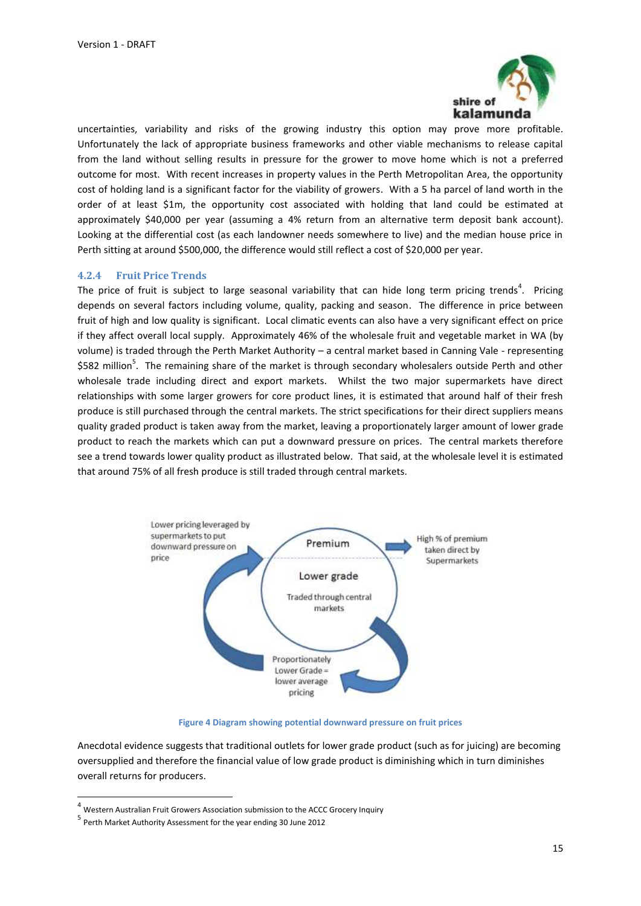uncertainties, variability and risks of the growing industry this option may prove more profitable. Unfortunately the lack of appropriate business frameworks and other viable mechanisms to release capital from the land without selling results in pressure for the grower to move home which is not a preferred outcome for most. With recent increases in property values in the Perth Metropolitan Area, the opportunity cost of holding land is a significant factor for the viability of growers. With a 5 ha parcel of land worth in the order of at least \$1m, the opportunity cost associated with holding that land could be estimated at approximately \$40,000 per year (assuming a 4% return from an alternative term deposit bank account). Looking at the differential cost (as each landowner needs somewhere to live) and the median house price in Perth sitting at around \$500,000, the difference would still reflect a cost of \$20,000 per year.

### 4.2.4 Fruit Price Trends

The price of fruit is subject to large seasonal variability that can hide long term pricing trends[4]. Pricing depends on several factors including volume, quality, packing and season. The difference in price between fruit of high and low quality is significant. Local climatic events can also have a very significant effect on price if they affect overall local supply. Approximately 46% of the wholesale fruit and vegetable market in WA (by volume) is traded through the Perth Market Authority – a central market based in Canning Vale - representing \$582 million[5]. The remaining share of the market is through secondary wholesalers outside Perth and other wholesale trade including direct and export markets. Whilst the two major supermarkets have direct relationships with some larger growers for core product lines, it is estimated that around half of their fresh produce is still purchased through the central markets. The strict specifications for their direct suppliers means quality graded product is taken away from the market, leaving a proportionately larger amount of lower grade product to reach the markets which can put a downward pressure on prices. The central markets therefore see a trend towards lower quality product as illustrated below. That said, at the wholesale level it is estimated that around 75% of all fresh produce is still traded through central markets.

Lower pricing leveraged by supermarkets to put downward pressure on price

Premium

Lower grade

Traded through central markets

High % of premium taken direct by Supermarkets

Proportionately Lower Grade = lower average pricing

Figure 4 Diagram showing potential downward pressure on fruit prices

Anecdotal evidence suggests that traditional outlets for lower grade product (such as for juicing) are becoming oversupplied and therefore the financial value of low grade product is diminishing which in turn diminishes overall returns for producers.

---

[4] Western Australian Fruit Growers Association submission to the ACCC Grocery Inquiry

[5] Perth Market Authority Assessment for the year ending 30 June 2012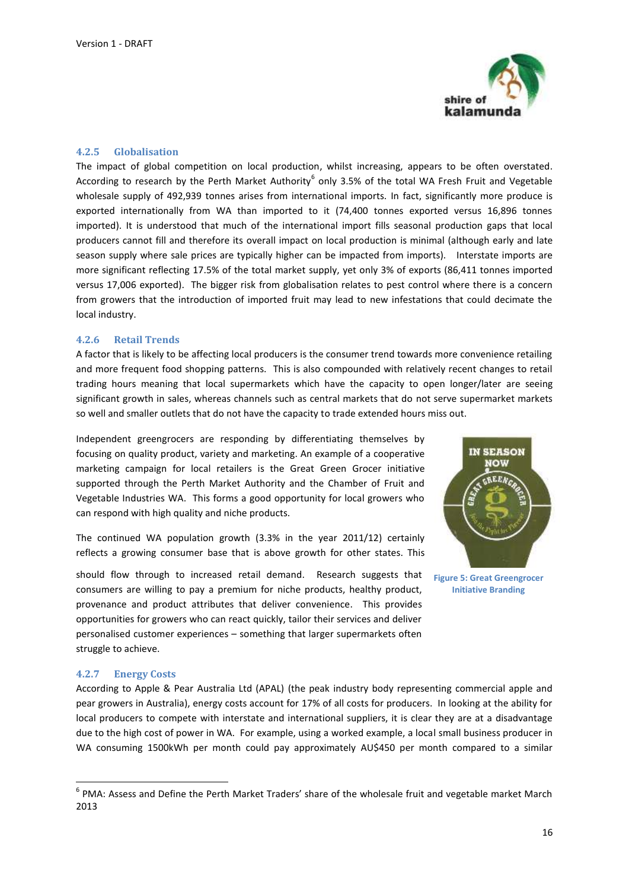#### 4.2.5 Globalisation

The impact of global competition on local production, whilst increasing, appears to be often overstated. According to research by the Perth Market Authority[6] only 3.5% of the total WA Fresh Fruit and Vegetable wholesale supply of 492,939 tonnes arises from international imports. In fact, significantly more produce is exported internationally from WA than imported to it (74,400 tonnes exported versus 16,896 tonnes imported). It is understood that much of the international import fills seasonal production gaps that local producers cannot fill and therefore its overall impact on local production is minimal (although early and late season supply where sale prices are typically higher can be impacted from imports). Interstate imports are more significant reflecting 17.5% of the total market supply, yet only 3% of exports (86,411 tonnes imported versus 17,006 exported). The bigger risk from globalisation relates to pest control where there is a concern from growers that the introduction of imported fruit may lead to new infestations that could decimate the local industry.

#### 4.2.6 Retail Trends

A factor that is likely to be affecting local producers is the consumer trend towards more convenience retailing and more frequent food shopping patterns. This is also compounded with relatively recent changes to retail trading hours meaning that local supermarkets which have the capacity to open longer/later are seeing significant growth in sales, whereas channels such as central markets that do not serve supermarket markets so well and smaller outlets that do not have the capacity to trade extended hours miss out.

Independent greengrocers are responding by differentiating themselves by focusing on quality product, variety and marketing. An example of a cooperative marketing campaign for local retailers is the Great Green Grocer initiative supported through the Perth Market Authority and the Chamber of Fruit and Vegetable Industries WA. This forms a good opportunity for local growers who can respond with high quality and niche products.

Figure 5: Great Greengrocer Initiative Branding

The continued WA population growth (3.3% in the year 2011/12) certainly reflects a growing consumer base that is above growth for other states. This should flow through to increased retail demand. Research suggests that consumers are willing to pay a premium for niche products, healthy product, provenance and product attributes that deliver convenience. This provides opportunities for growers who can react quickly, tailor their services and deliver personalised customer experiences – something that larger supermarkets often struggle to achieve.

#### 4.2.7 Energy Costs

According to Apple & Pear Australia Ltd (APAL) (the peak industry body representing commercial apple and pear growers in Australia), energy costs account for 17% of all costs for producers. In looking at the ability for local producers to compete with interstate and international suppliers, it is clear they are at a disadvantage due to the high cost of power in WA. For example, using a worked example, a local small business producer in WA consuming 1500kWh per month could pay approximately AU$450 per month compared to a similar

---

[6] PMA: Assess and Define the Perth Market Traders' share of the wholesale fruit and vegetable market March 2013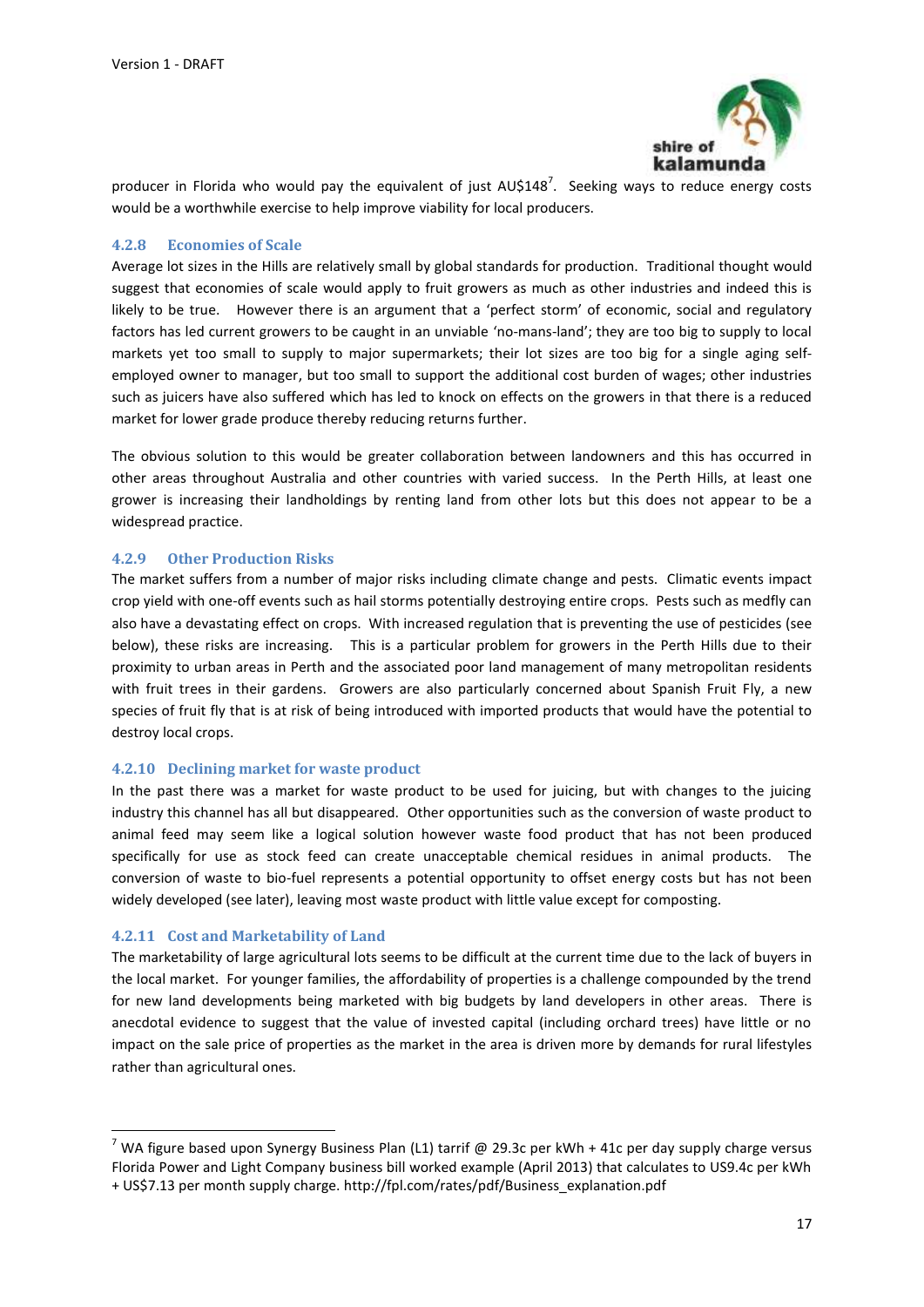producer in Florida who would pay the equivalent of just AU$148[7]. Seeking ways to reduce energy costs would be a worthwhile exercise to help improve viability for local producers.

### 4.2.8 Economies of Scale

Average lot sizes in the Hills are relatively small by global standards for production. Traditional thought would suggest that economies of scale would apply to fruit growers as much as other industries and indeed this is likely to be true. However there is an argument that a 'perfect storm' of economic, social and regulatory factors has led current growers to be caught in an unviable 'no-mans-land'; they are too big to supply to local markets yet too small to supply to major supermarkets; their lot sizes are too big for a single aging self-employed owner to manager, but too small to support the additional cost burden of wages; other industries such as juicers have also suffered which has led to knock on effects on the growers in that there is a reduced market for lower grade produce thereby reducing returns further.

The obvious solution to this would be greater collaboration between landowners and this has occurred in other areas throughout Australia and other countries with varied success. In the Perth Hills, at least one grower is increasing their landholdings by renting land from other lots but this does not appear to be a widespread practice.

### 4.2.9 Other Production Risks

The market suffers from a number of major risks including climate change and pests. Climatic events impact crop yield with one-off events such as hail storms potentially destroying entire crops. Pests such as medfly can also have a devastating effect on crops. With increased regulation that is preventing the use of pesticides (see below), these risks are increasing. This is a particular problem for growers in the Perth Hills due to their proximity to urban areas in Perth and the associated poor land management of many metropolitan residents with fruit trees in their gardens. Growers are also particularly concerned about Spanish Fruit Fly, a new species of fruit fly that is at risk of being introduced with imported products that would have the potential to destroy local crops.

### 4.2.10 Declining market for waste product

In the past there was a market for waste product to be used for juicing, but with changes to the juicing industry this channel has all but disappeared. Other opportunities such as the conversion of waste product to animal feed may seem like a logical solution however waste food product that has not been produced specifically for use as stock feed can create unacceptable chemical residues in animal products. The conversion of waste to bio-fuel represents a potential opportunity to offset energy costs but has not been widely developed (see later), leaving most waste product with little value except for composting.

### 4.2.11 Cost and Marketability of Land

The marketability of large agricultural lots seems to be difficult at the current time due to the lack of buyers in the local market. For younger families, the affordability of properties is a challenge compounded by the trend for new land developments being marketed with big budgets by land developers in other areas. There is anecdotal evidence to suggest that the value of invested capital (including orchard trees) have little or no impact on the sale price of properties as the market in the area is driven more by demands for rural lifestyles rather than agricultural ones.

---

[7] WA figure based upon Synergy Business Plan (L1) tarrif @ 29.3c per kWh + 41c per day supply charge versus Florida Power and Light Company business bill worked example (April 2013) that calculates to US9.4c per kWh + US$7.13 per month supply charge. http://fpl.com/rates/pdf/Business_explanation.pdf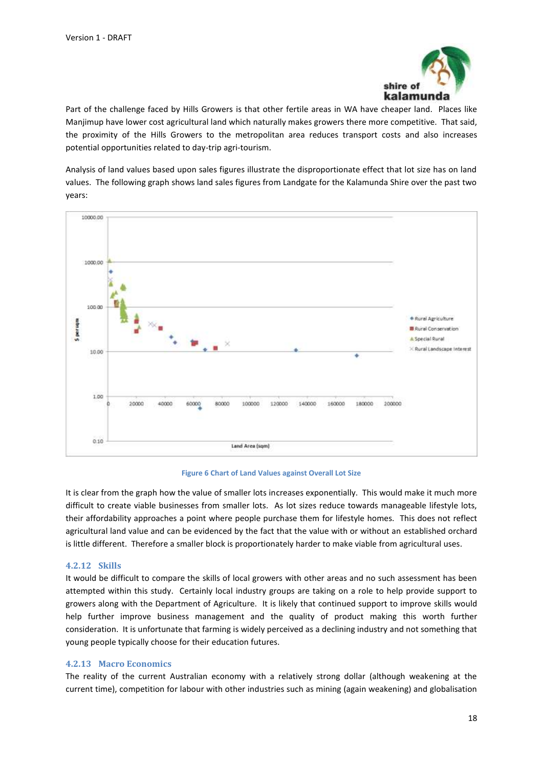Part of the challenge faced by Hills Growers is that other fertile areas in WA have cheaper land. Places like Manjimup have lower cost agricultural land which naturally makes growers there more competitive. That said, the proximity of the Hills Growers to the metropolitan area reduces transport costs and also increases potential opportunities related to day-trip agri-tourism.

Analysis of land values based upon sales figures illustrate the disproportionate effect that lot size has on land values. The following graph shows land sales figures from Landgate for the Kalamunda Shire over the past two years:

Figure 6 Chart of Land Values against Overall Lot Size

It is clear from the graph how the value of smaller lots increases exponentially. This would make it much more difficult to create viable businesses from smaller lots. As lot sizes reduce towards manageable lifestyle lots, their affordability approaches a point where people purchase them for lifestyle homes. This does not reflect agricultural land value and can be evidenced by the fact that the value with or without an established orchard is little different. Therefore a smaller block is proportionately harder to make viable from agricultural uses.

### 4.2.12 Skills

It would be difficult to compare the skills of local growers with other areas and no such assessment has been attempted within this study. Certainly local industry groups are taking on a role to help provide support to growers along with the Department of Agriculture. It is likely that continued support to improve skills would help further improve business management and the quality of product making this worth further consideration. It is unfortunate that farming is widely perceived as a declining industry and not something that young people typically choose for their education futures.

### 4.2.13 Macro Economics

The reality of the current Australian economy with a relatively strong dollar (although weakening at the current time), competition for labour with other industries such as mining (again weakening) and globalisation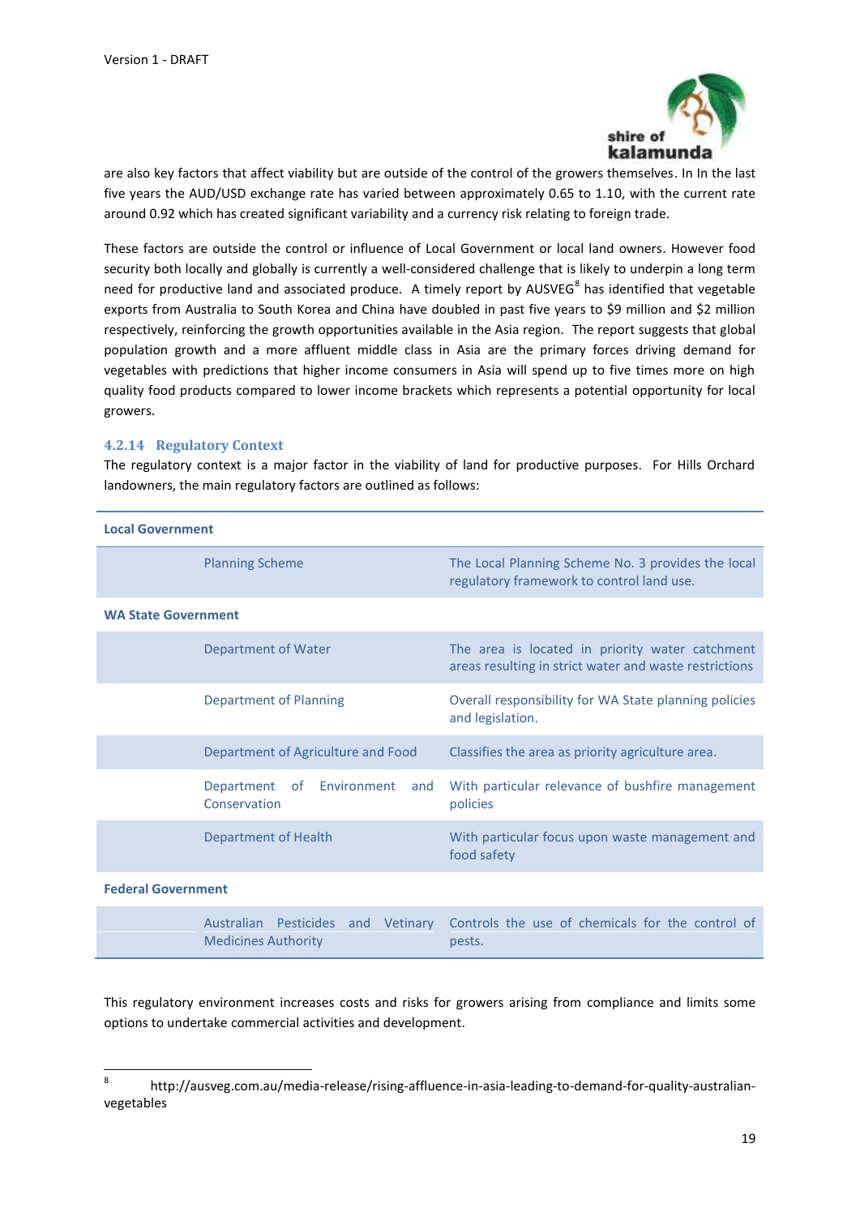are also key factors that affect viability but are outside of the control of the growers themselves. In In the last five years the AUD/USD exchange rate has varied between approximately 0.65 to 1.10, with the current rate around 0.92 which has created significant variability and a currency risk relating to foreign trade.

These factors are outside the control or influence of Local Government or local land owners. However food security both locally and globally is currently a well-considered challenge that is likely to underpin a long term need for productive land and associated produce. A timely report by AUSVEG[8] has identified that vegetable exports from Australia to South Korea and China have doubled in past five years to $9 million and $2 million respectively, reinforcing the growth opportunities available in the Asia region. The report suggests that global population growth and a more affluent middle class in Asia are the primary forces driving demand for vegetables with predictions that higher income consumers in Asia will spend up to five times more on high quality food products compared to lower income brackets which represents a potential opportunity for local growers.

### 4.2.14 Regulatory Context

The regulatory context is a major factor in the viability of land for productive purposes. For Hills Orchard landowners, the main regulatory factors are outlined as follows:

| | | |
|---|---|---|
| **Local Government** | | |
| | Planning Scheme | The Local Planning Scheme No. 3 provides the local regulatory framework to control land use. |
| **WA State Government** | | |
| | Department of Water | The area is located in priority water catchment areas resulting in strict water and waste restrictions |
| | Department of Planning | Overall responsibility for WA State planning policies and legislation. |
| | Department of Agriculture and Food | Classifies the area as priority agriculture area. |
| | Department of Environment and Conservation | With particular relevance of bushfire management policies |
| | Department of Health | With particular focus upon waste management and food safety |
| **Federal Government** | | |
| | Australian Pesticides and Vetinary Medicines Authority | Controls the use of chemicals for the control of pests. |

This regulatory environment increases costs and risks for growers arising from compliance and limits some options to undertake commercial activities and development.

---

[8] http://ausveg.com.au/media-release/rising-affluence-in-asia-leading-to-demand-for-quality-australian-vegetables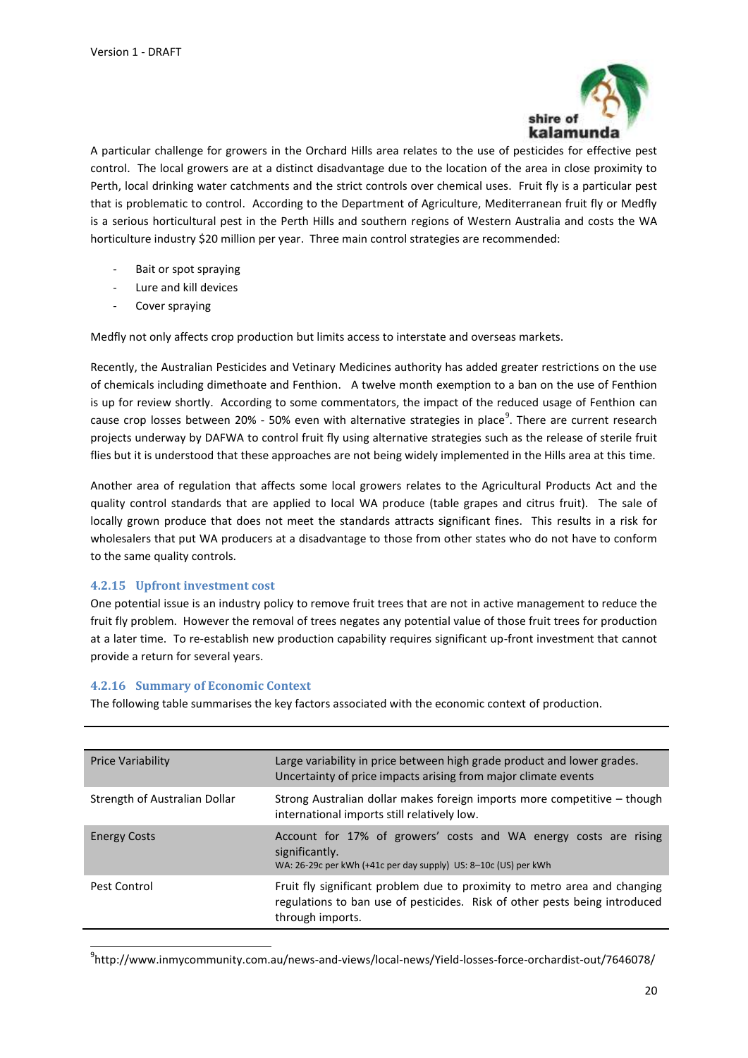A particular challenge for growers in the Orchard Hills area relates to the use of pesticides for effective pest control. The local growers are at a distinct disadvantage due to the location of the area in close proximity to Perth, local drinking water catchments and the strict controls over chemical uses. Fruit fly is a particular pest that is problematic to control. According to the Department of Agriculture, Mediterranean fruit fly or Medfly is a serious horticultural pest in the Perth Hills and southern regions of Western Australia and costs the WA horticulture industry $20 million per year. Three main control strategies are recommended:

- Bait or spot spraying
- Lure and kill devices
- Cover spraying

Medfly not only affects crop production but limits access to interstate and overseas markets.

Recently, the Australian Pesticides and Vetinary Medicines authority has added greater restrictions on the use of chemicals including dimethoate and Fenthion. A twelve month exemption to a ban on the use of Fenthion is up for review shortly. According to some commentators, the impact of the reduced usage of Fenthion can cause crop losses between 20% - 50% even with alternative strategies in place[9]. There are current research projects underway by DAFWA to control fruit fly using alternative strategies such as the release of sterile fruit flies but it is understood that these approaches are not being widely implemented in the Hills area at this time.

Another area of regulation that affects some local growers relates to the Agricultural Products Act and the quality control standards that are applied to local WA produce (table grapes and citrus fruit). The sale of locally grown produce that does not meet the standards attracts significant fines. This results in a risk for wholesalers that put WA producers at a disadvantage to those from other states who do not have to conform to the same quality controls.

### 4.2.15 Upfront investment cost

One potential issue is an industry policy to remove fruit trees that are not in active management to reduce the fruit fly problem. However the removal of trees negates any potential value of those fruit trees for production at a later time. To re-establish new production capability requires significant up-front investment that cannot provide a return for several years.

### 4.2.16 Summary of Economic Context

The following table summarises the key factors associated with the economic context of production.

| | |
|---|---|
| Price Variability | Large variability in price between high grade product and lower grades. Uncertainty of price impacts arising from major climate events |
| Strength of Australian Dollar | Strong Australian dollar makes foreign imports more competitive – though international imports still relatively low. |
| Energy Costs | Account for 17% of growers' costs and WA energy costs are rising significantly.<br>WA: 26-29c per kWh (+41c per day supply) US: 8–10c (US) per kWh |
| Pest Control | Fruit fly significant problem due to proximity to metro area and changing regulations to ban use of pesticides. Risk of other pests being introduced through imports. |

[9] http://www.inmycommunity.com.au/news-and-views/local-news/Yield-losses-force-orchardist-out/7646078/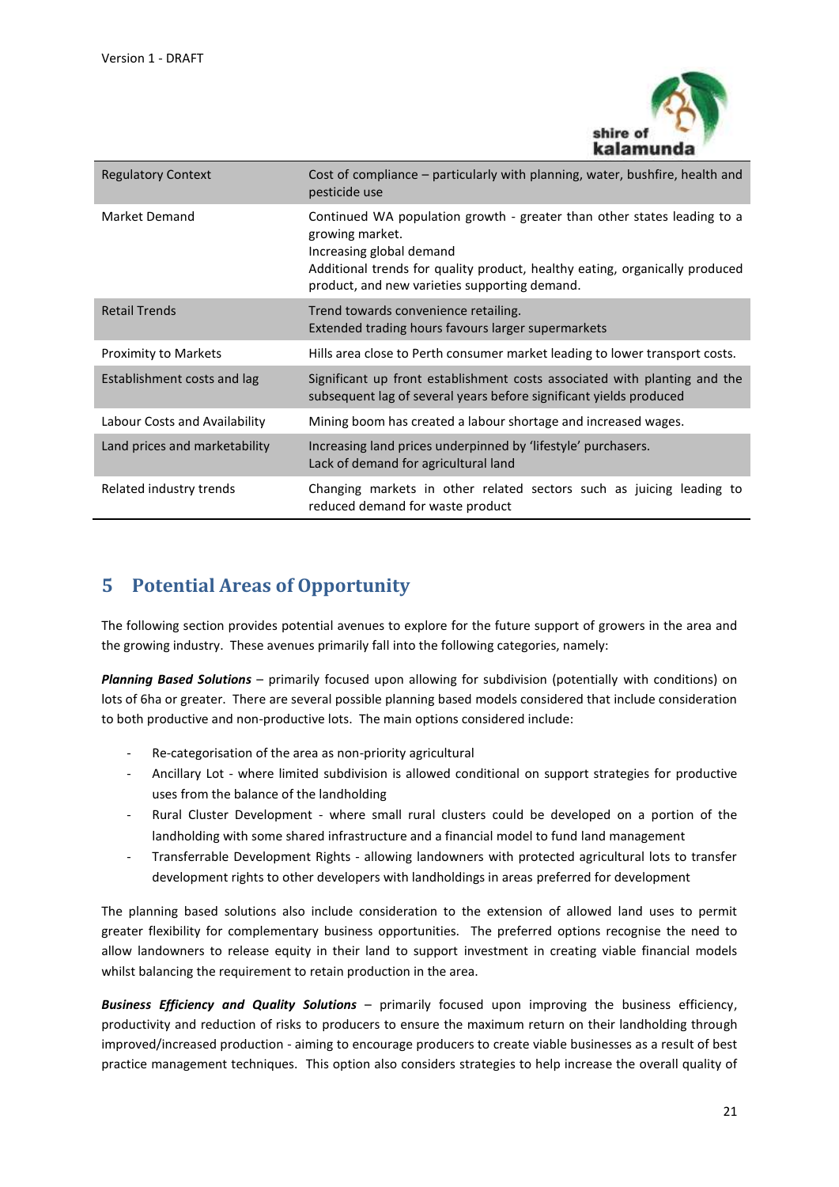| | |
|---|---|
| Regulatory Context | Cost of compliance – particularly with planning, water, bushfire, health and pesticide use |
| Market Demand | Continued WA population growth - greater than other states leading to a growing market.<br>Increasing global demand<br>Additional trends for quality product, healthy eating, organically produced product, and new varieties supporting demand. |
| Retail Trends | Trend towards convenience retailing.<br>Extended trading hours favours larger supermarkets |
| Proximity to Markets | Hills area close to Perth consumer market leading to lower transport costs. |
| Establishment costs and lag | Significant up front establishment costs associated with planting and the subsequent lag of several years before significant yields produced |
| Labour Costs and Availability | Mining boom has created a labour shortage and increased wages. |
| Land prices and marketability | Increasing land prices underpinned by 'lifestyle' purchasers.<br>Lack of demand for agricultural land |
| Related industry trends | Changing markets in other related sectors such as juicing leading to reduced demand for waste product |

## 5 Potential Areas of Opportunity

The following section provides potential avenues to explore for the future support of growers in the area and the growing industry. These avenues primarily fall into the following categories, namely:

***Planning Based Solutions*** – primarily focused upon allowing for subdivision (potentially with conditions) on lots of 6ha or greater. There are several possible planning based models considered that include consideration to both productive and non-productive lots. The main options considered include:

- Re-categorisation of the area as non-priority agricultural
- Ancillary Lot - where limited subdivision is allowed conditional on support strategies for productive uses from the balance of the landholding
- Rural Cluster Development - where small rural clusters could be developed on a portion of the landholding with some shared infrastructure and a financial model to fund land management
- Transferrable Development Rights - allowing landowners with protected agricultural lots to transfer development rights to other developers with landholdings in areas preferred for development

The planning based solutions also include consideration to the extension of allowed land uses to permit greater flexibility for complementary business opportunities. The preferred options recognise the need to allow landowners to release equity in their land to support investment in creating viable financial models whilst balancing the requirement to retain production in the area.

***Business Efficiency and Quality Solutions*** – primarily focused upon improving the business efficiency, productivity and reduction of risks to producers to ensure the maximum return on their landholding through improved/increased production - aiming to encourage producers to create viable businesses as a result of best practice management techniques. This option also considers strategies to help increase the overall quality of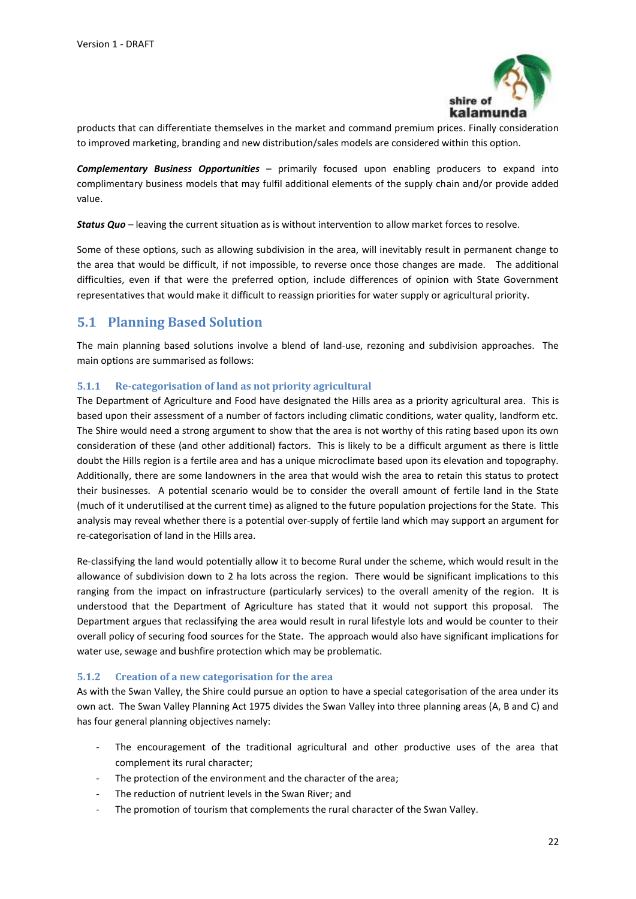products that can differentiate themselves in the market and command premium prices. Finally consideration to improved marketing, branding and new distribution/sales models are considered within this option.

***Complementary Business Opportunities*** – primarily focused upon enabling producers to expand into complimentary business models that may fulfil additional elements of the supply chain and/or provide added value.

***Status Quo*** – leaving the current situation as is without intervention to allow market forces to resolve.

Some of these options, such as allowing subdivision in the area, will inevitably result in permanent change to the area that would be difficult, if not impossible, to reverse once those changes are made. The additional difficulties, even if that were the preferred option, include differences of opinion with State Government representatives that would make it difficult to reassign priorities for water supply or agricultural priority.

## 5.1 Planning Based Solution

The main planning based solutions involve a blend of land-use, rezoning and subdivision approaches. The main options are summarised as follows:

### 5.1.1 Re-categorisation of land as not priority agricultural

The Department of Agriculture and Food have designated the Hills area as a priority agricultural area. This is based upon their assessment of a number of factors including climatic conditions, water quality, landform etc. The Shire would need a strong argument to show that the area is not worthy of this rating based upon its own consideration of these (and other additional) factors. This is likely to be a difficult argument as there is little doubt the Hills region is a fertile area and has a unique microclimate based upon its elevation and topography. Additionally, there are some landowners in the area that would wish the area to retain this status to protect their businesses. A potential scenario would be to consider the overall amount of fertile land in the State (much of it underutilised at the current time) as aligned to the future population projections for the State. This analysis may reveal whether there is a potential over-supply of fertile land which may support an argument for re-categorisation of land in the Hills area.

Re-classifying the land would potentially allow it to become Rural under the scheme, which would result in the allowance of subdivision down to 2 ha lots across the region. There would be significant implications to this ranging from the impact on infrastructure (particularly services) to the overall amenity of the region. It is understood that the Department of Agriculture has stated that it would not support this proposal. The Department argues that reclassifying the area would result in rural lifestyle lots and would be counter to their overall policy of securing food sources for the State. The approach would also have significant implications for water use, sewage and bushfire protection which may be problematic.

### 5.1.2 Creation of a new categorisation for the area

As with the Swan Valley, the Shire could pursue an option to have a special categorisation of the area under its own act. The Swan Valley Planning Act 1975 divides the Swan Valley into three planning areas (A, B and C) and has four general planning objectives namely:

- The encouragement of the traditional agricultural and other productive uses of the area that complement its rural character;
- The protection of the environment and the character of the area;
- The reduction of nutrient levels in the Swan River; and
- The promotion of tourism that complements the rural character of the Swan Valley.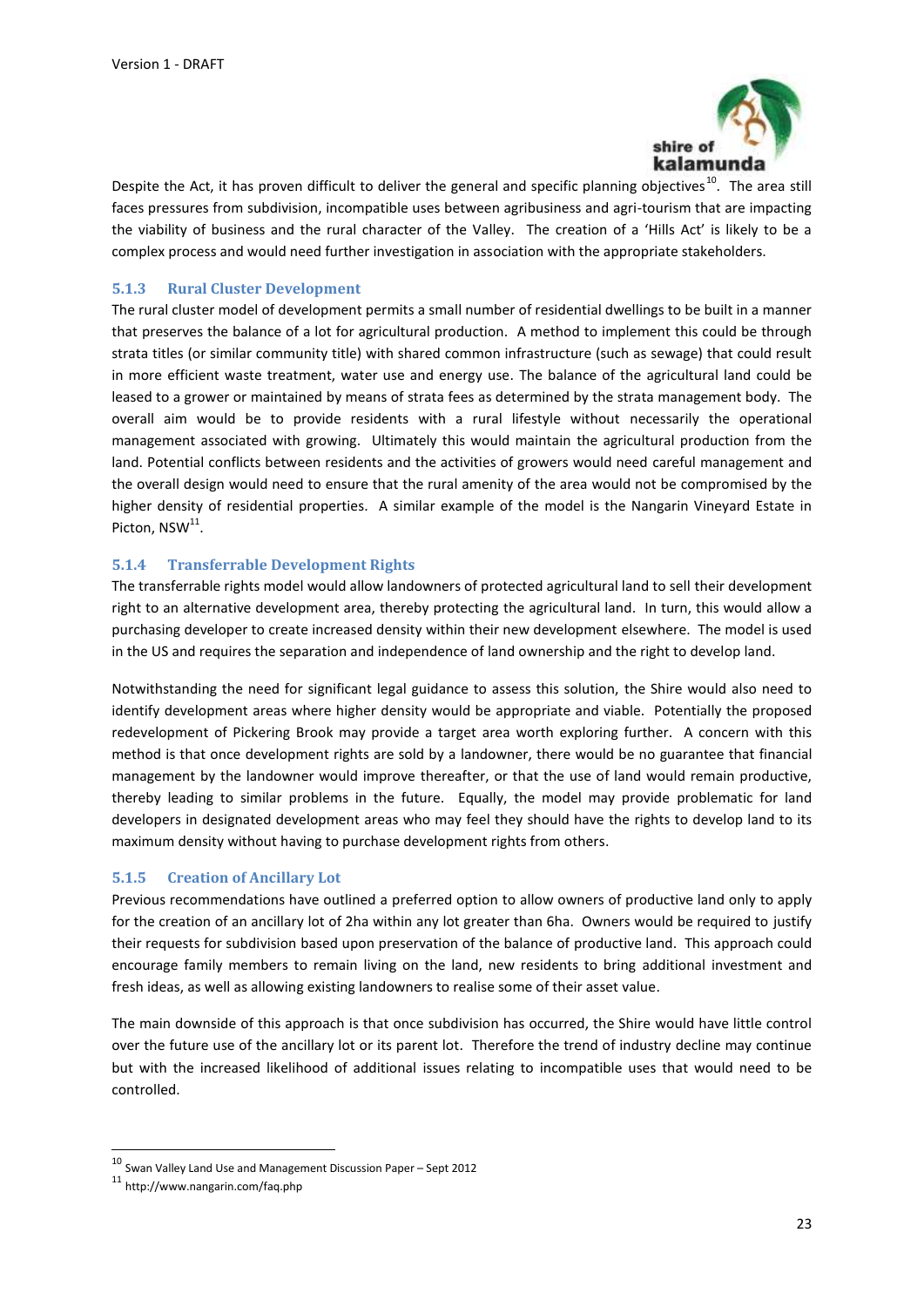Despite the Act, it has proven difficult to deliver the general and specific planning objectives[10]. The area still faces pressures from subdivision, incompatible uses between agribusiness and agri-tourism that are impacting the viability of business and the rural character of the Valley. The creation of a 'Hills Act' is likely to be a complex process and would need further investigation in association with the appropriate stakeholders.

### 5.1.3 Rural Cluster Development

The rural cluster model of development permits a small number of residential dwellings to be built in a manner that preserves the balance of a lot for agricultural production. A method to implement this could be through strata titles (or similar community title) with shared common infrastructure (such as sewage) that could result in more efficient waste treatment, water use and energy use. The balance of the agricultural land could be leased to a grower or maintained by means of strata fees as determined by the strata management body. The overall aim would be to provide residents with a rural lifestyle without necessarily the operational management associated with growing. Ultimately this would maintain the agricultural production from the land. Potential conflicts between residents and the activities of growers would need careful management and the overall design would need to ensure that the rural amenity of the area would not be compromised by the higher density of residential properties. A similar example of the model is the Nangarin Vineyard Estate in Picton, NSW[11].

### 5.1.4 Transferrable Development Rights

The transferrable rights model would allow landowners of protected agricultural land to sell their development right to an alternative development area, thereby protecting the agricultural land. In turn, this would allow a purchasing developer to create increased density within their new development elsewhere. The model is used in the US and requires the separation and independence of land ownership and the right to develop land.

Notwithstanding the need for significant legal guidance to assess this solution, the Shire would also need to identify development areas where higher density would be appropriate and viable. Potentially the proposed redevelopment of Pickering Brook may provide a target area worth exploring further. A concern with this method is that once development rights are sold by a landowner, there would be no guarantee that financial management by the landowner would improve thereafter, or that the use of land would remain productive, thereby leading to similar problems in the future. Equally, the model may provide problematic for land developers in designated development areas who may feel they should have the rights to develop land to its maximum density without having to purchase development rights from others.

### 5.1.5 Creation of Ancillary Lot

Previous recommendations have outlined a preferred option to allow owners of productive land only to apply for the creation of an ancillary lot of 2ha within any lot greater than 6ha. Owners would be required to justify their requests for subdivision based upon preservation of the balance of productive land. This approach could encourage family members to remain living on the land, new residents to bring additional investment and fresh ideas, as well as allowing existing landowners to realise some of their asset value.

The main downside of this approach is that once subdivision has occurred, the Shire would have little control over the future use of the ancillary lot or its parent lot. Therefore the trend of industry decline may continue but with the increased likelihood of additional issues relating to incompatible uses that would need to be controlled.

---

[10] Swan Valley Land Use and Management Discussion Paper – Sept 2012

[11] http://www.nangarin.com/faq.php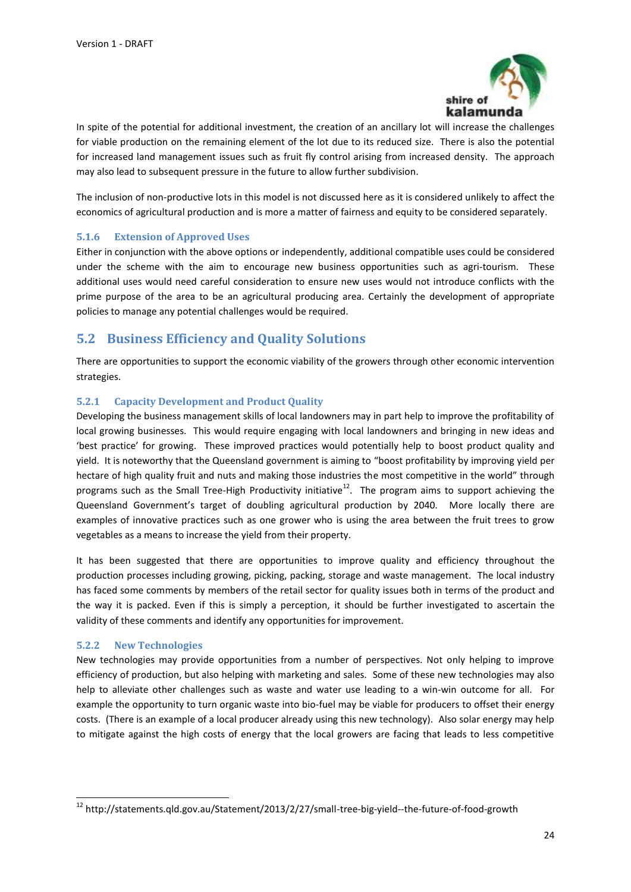In spite of the potential for additional investment, the creation of an ancillary lot will increase the challenges for viable production on the remaining element of the lot due to its reduced size. There is also the potential for increased land management issues such as fruit fly control arising from increased density. The approach may also lead to subsequent pressure in the future to allow further subdivision.

The inclusion of non-productive lots in this model is not discussed here as it is considered unlikely to affect the economics of agricultural production and is more a matter of fairness and equity to be considered separately.

### 5.1.6 Extension of Approved Uses

Either in conjunction with the above options or independently, additional compatible uses could be considered under the scheme with the aim to encourage new business opportunities such as agri-tourism. These additional uses would need careful consideration to ensure new uses would not introduce conflicts with the prime purpose of the area to be an agricultural producing area. Certainly the development of appropriate policies to manage any potential challenges would be required.

## 5.2 Business Efficiency and Quality Solutions

There are opportunities to support the economic viability of the growers through other economic intervention strategies.

### 5.2.1 Capacity Development and Product Quality

Developing the business management skills of local landowners may in part help to improve the profitability of local growing businesses. This would require engaging with local landowners and bringing in new ideas and 'best practice' for growing. These improved practices would potentially help to boost product quality and yield. It is noteworthy that the Queensland government is aiming to "boost profitability by improving yield per hectare of high quality fruit and nuts and making those industries the most competitive in the world" through programs such as the Small Tree-High Productivity initiative[12]. The program aims to support achieving the Queensland Government's target of doubling agricultural production by 2040. More locally there are examples of innovative practices such as one grower who is using the area between the fruit trees to grow vegetables as a means to increase the yield from their property.

It has been suggested that there are opportunities to improve quality and efficiency throughout the production processes including growing, picking, packing, storage and waste management. The local industry has faced some comments by members of the retail sector for quality issues both in terms of the product and the way it is packed. Even if this is simply a perception, it should be further investigated to ascertain the validity of these comments and identify any opportunities for improvement.

### 5.2.2 New Technologies

New technologies may provide opportunities from a number of perspectives. Not only helping to improve efficiency of production, but also helping with marketing and sales. Some of these new technologies may also help to alleviate other challenges such as waste and water use leading to a win-win outcome for all. For example the opportunity to turn organic waste into bio-fuel may be viable for producers to offset their energy costs. (There is an example of a local producer already using this new technology). Also solar energy may help to mitigate against the high costs of energy that the local growers are facing that leads to less competitive

[12] http://statements.qld.gov.au/Statement/2013/2/27/small-tree-big-yield--the-future-of-food-growth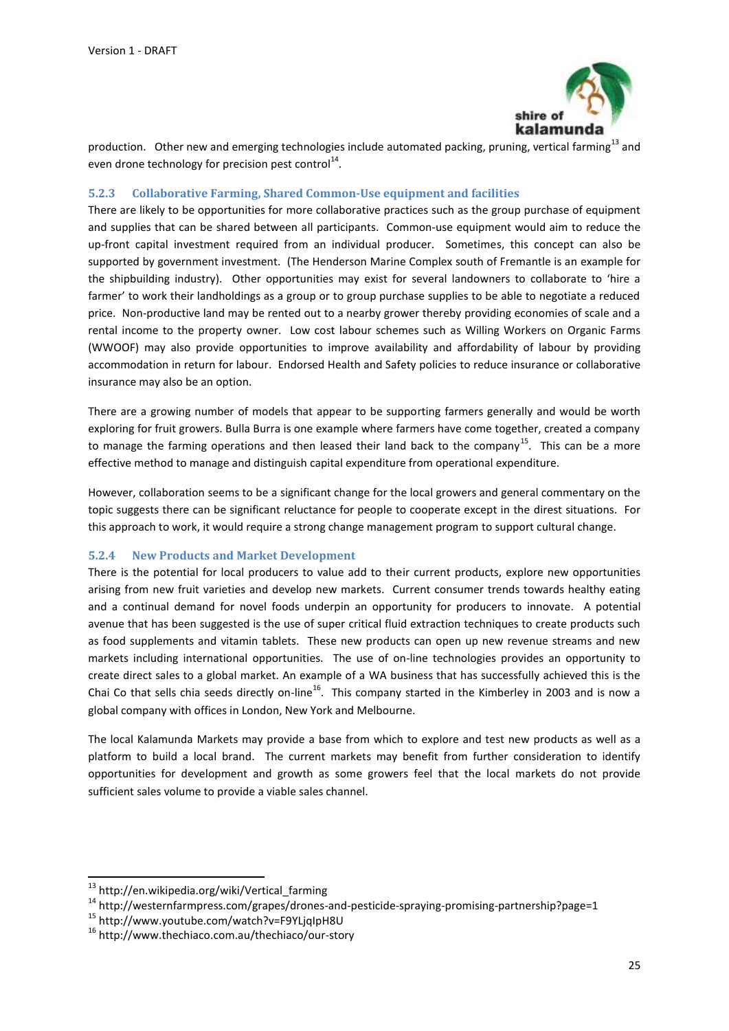production. Other new and emerging technologies include automated packing, pruning, vertical farming[13] and even drone technology for precision pest control[14].

### 5.2.3 Collaborative Farming, Shared Common-Use equipment and facilities

There are likely to be opportunities for more collaborative practices such as the group purchase of equipment and supplies that can be shared between all participants. Common-use equipment would aim to reduce the up-front capital investment required from an individual producer. Sometimes, this concept can also be supported by government investment. (The Henderson Marine Complex south of Fremantle is an example for the shipbuilding industry). Other opportunities may exist for several landowners to collaborate to 'hire a farmer' to work their landholdings as a group or to group purchase supplies to be able to negotiate a reduced price. Non-productive land may be rented out to a nearby grower thereby providing economies of scale and a rental income to the property owner. Low cost labour schemes such as Willing Workers on Organic Farms (WWOOF) may also provide opportunities to improve availability and affordability of labour by providing accommodation in return for labour. Endorsed Health and Safety policies to reduce insurance or collaborative insurance may also be an option.

There are a growing number of models that appear to be supporting farmers generally and would be worth exploring for fruit growers. Bulla Burra is one example where farmers have come together, created a company to manage the farming operations and then leased their land back to the company[15]. This can be a more effective method to manage and distinguish capital expenditure from operational expenditure.

However, collaboration seems to be a significant change for the local growers and general commentary on the topic suggests there can be significant reluctance for people to cooperate except in the direst situations. For this approach to work, it would require a strong change management program to support cultural change.

### 5.2.4 New Products and Market Development

There is the potential for local producers to value add to their current products, explore new opportunities arising from new fruit varieties and develop new markets. Current consumer trends towards healthy eating and a continual demand for novel foods underpin an opportunity for producers to innovate. A potential avenue that has been suggested is the use of super critical fluid extraction techniques to create products such as food supplements and vitamin tablets. These new products can open up new revenue streams and new markets including international opportunities. The use of on-line technologies provides an opportunity to create direct sales to a global market. An example of a WA business that has successfully achieved this is the Chai Co that sells chia seeds directly on-line[16]. This company started in the Kimberley in 2003 and is now a global company with offices in London, New York and Melbourne.

The local Kalamunda Markets may provide a base from which to explore and test new products as well as a platform to build a local brand. The current markets may benefit from further consideration to identify opportunities for development and growth as some growers feel that the local markets do not provide sufficient sales volume to provide a viable sales channel.

---

[13] http://en.wikipedia.org/wiki/Vertical_farming

[14] http://westernfarmpress.com/grapes/drones-and-pesticide-spraying-promising-partnership?page=1

[15] http://www.youtube.com/watch?v=F9YLjqIpH8U

[16] http://www.thechiaco.com.au/thechiaco/our-story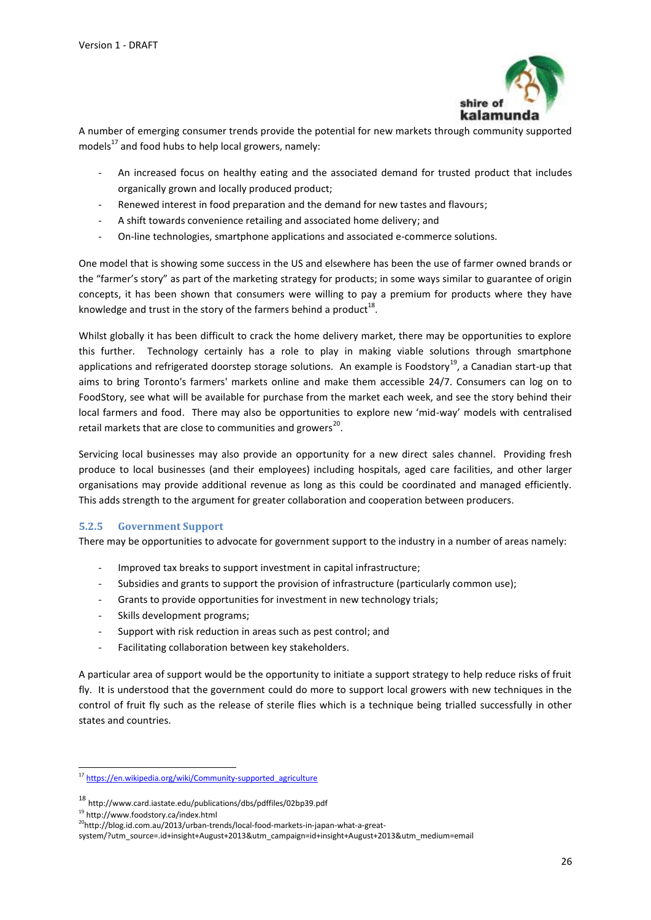A number of emerging consumer trends provide the potential for new markets through community supported models[17] and food hubs to help local growers, namely:

- An increased focus on healthy eating and the associated demand for trusted product that includes organically grown and locally produced product;
- Renewed interest in food preparation and the demand for new tastes and flavours;
- A shift towards convenience retailing and associated home delivery; and
- On-line technologies, smartphone applications and associated e-commerce solutions.

One model that is showing some success in the US and elsewhere has been the use of farmer owned brands or the "farmer's story" as part of the marketing strategy for products; in some ways similar to guarantee of origin concepts, it has been shown that consumers were willing to pay a premium for products where they have knowledge and trust in the story of the farmers behind a product[18].

Whilst globally it has been difficult to crack the home delivery market, there may be opportunities to explore this further. Technology certainly has a role to play in making viable solutions through smartphone applications and refrigerated doorstep storage solutions. An example is Foodstory[19], a Canadian start-up that aims to bring Toronto's farmers' markets online and make them accessible 24/7. Consumers can log on to FoodStory, see what will be available for purchase from the market each week, and see the story behind their local farmers and food. There may also be opportunities to explore new 'mid-way' models with centralised retail markets that are close to communities and growers[20].

Servicing local businesses may also provide an opportunity for a new direct sales channel. Providing fresh produce to local businesses (and their employees) including hospitals, aged care facilities, and other larger organisations may provide additional revenue as long as this could be coordinated and managed efficiently. This adds strength to the argument for greater collaboration and cooperation between producers.

### 5.2.5 Government Support

There may be opportunities to advocate for government support to the industry in a number of areas namely:

- Improved tax breaks to support investment in capital infrastructure;
- Subsidies and grants to support the provision of infrastructure (particularly common use);
- Grants to provide opportunities for investment in new technology trials;
- Skills development programs;
- Support with risk reduction in areas such as pest control; and
- Facilitating collaboration between key stakeholders.

A particular area of support would be the opportunity to initiate a support strategy to help reduce risks of fruit fly. It is understood that the government could do more to support local growers with new techniques in the control of fruit fly such as the release of sterile flies which is a technique being trialled successfully in other states and countries.

---

[17] https://en.wikipedia.org/wiki/Community-supported_agriculture

[18] http://www.card.iastate.edu/publications/dbs/pdffiles/02bp39.pdf

[19] http://www.foodstory.ca/index.html

[20] http://blog.id.com.au/2013/urban-trends/local-food-markets-in-japan-what-a-great-system/?utm_source=.id+insight+August+2013&utm_campaign=id+insight+August+2013&utm_medium=email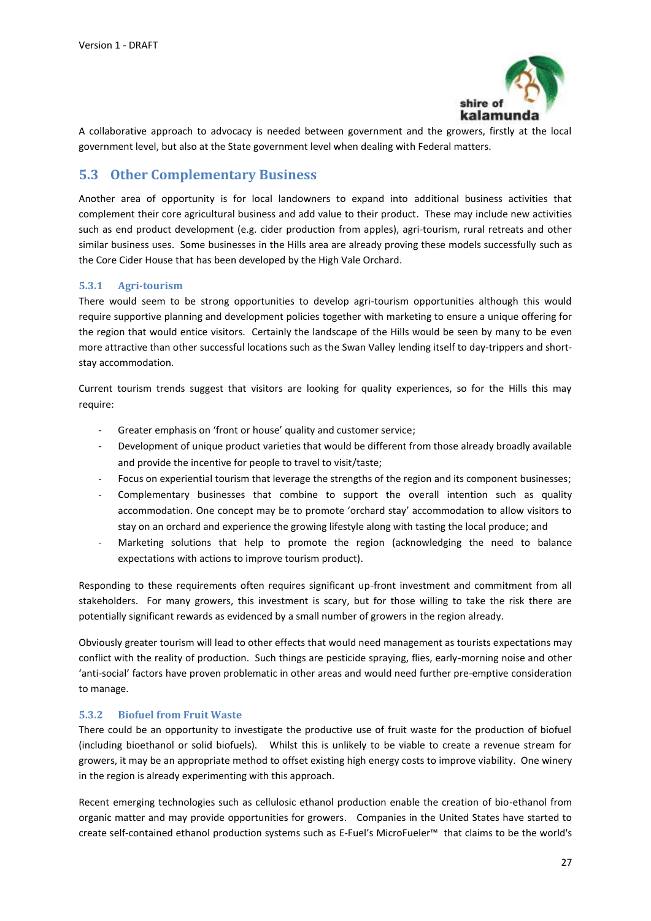A collaborative approach to advocacy is needed between government and the growers, firstly at the local government level, but also at the State government level when dealing with Federal matters.

## 5.3 Other Complementary Business

Another area of opportunity is for local landowners to expand into additional business activities that complement their core agricultural business and add value to their product. These may include new activities such as end product development (e.g. cider production from apples), agri-tourism, rural retreats and other similar business uses. Some businesses in the Hills area are already proving these models successfully such as the Core Cider House that has been developed by the High Vale Orchard.

### 5.3.1 Agri-tourism

There would seem to be strong opportunities to develop agri-tourism opportunities although this would require supportive planning and development policies together with marketing to ensure a unique offering for the region that would entice visitors. Certainly the landscape of the Hills would be seen by many to be even more attractive than other successful locations such as the Swan Valley lending itself to day-trippers and short-stay accommodation.

Current tourism trends suggest that visitors are looking for quality experiences, so for the Hills this may require:

- Greater emphasis on 'front or house' quality and customer service;
- Development of unique product varieties that would be different from those already broadly available and provide the incentive for people to travel to visit/taste;
- Focus on experiential tourism that leverage the strengths of the region and its component businesses;
- Complementary businesses that combine to support the overall intention such as quality accommodation. One concept may be to promote 'orchard stay' accommodation to allow visitors to stay on an orchard and experience the growing lifestyle along with tasting the local produce; and
- Marketing solutions that help to promote the region (acknowledging the need to balance expectations with actions to improve tourism product).

Responding to these requirements often requires significant up-front investment and commitment from all stakeholders. For many growers, this investment is scary, but for those willing to take the risk there are potentially significant rewards as evidenced by a small number of growers in the region already.

Obviously greater tourism will lead to other effects that would need management as tourists expectations may conflict with the reality of production. Such things are pesticide spraying, flies, early-morning noise and other 'anti-social' factors have proven problematic in other areas and would need further pre-emptive consideration to manage.

### 5.3.2 Biofuel from Fruit Waste

There could be an opportunity to investigate the productive use of fruit waste for the production of biofuel (including bioethanol or solid biofuels). Whilst this is unlikely to be viable to create a revenue stream for growers, it may be an appropriate method to offset existing high energy costs to improve viability. One winery in the region is already experimenting with this approach.

Recent emerging technologies such as cellulosic ethanol production enable the creation of bio-ethanol from organic matter and may provide opportunities for growers. Companies in the United States have started to create self-contained ethanol production systems such as E-Fuel's MicroFueler™ that claims to be the world's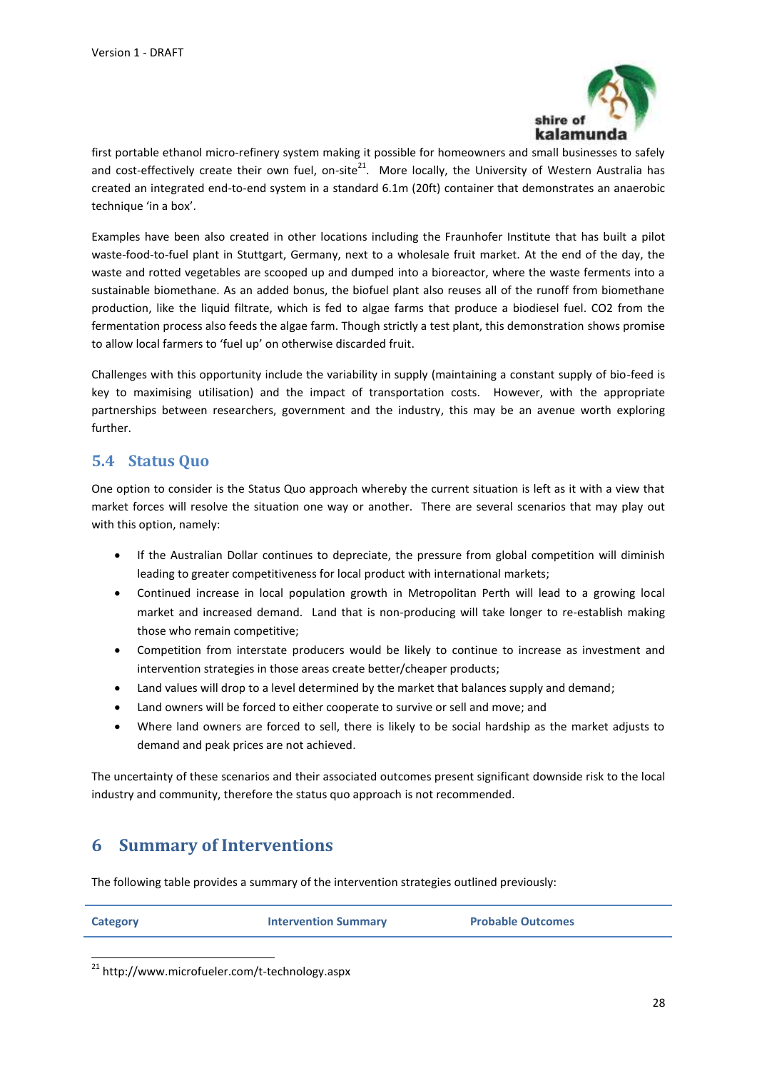first portable ethanol micro-refinery system making it possible for homeowners and small businesses to safely and cost-effectively create their own fuel, on-site[21]. More locally, the University of Western Australia has created an integrated end-to-end system in a standard 6.1m (20ft) container that demonstrates an anaerobic technique 'in a box'.

Examples have been also created in other locations including the Fraunhofer Institute that has built a pilot waste-food-to-fuel plant in Stuttgart, Germany, next to a wholesale fruit market. At the end of the day, the waste and rotted vegetables are scooped up and dumped into a bioreactor, where the waste ferments into a sustainable biomethane. As an added bonus, the biofuel plant also reuses all of the runoff from biomethane production, like the liquid filtrate, which is fed to algae farms that produce a biodiesel fuel. $CO_2$ from the fermentation process also feeds the algae farm. Though strictly a test plant, this demonstration shows promise to allow local farmers to 'fuel up' on otherwise discarded fruit.

Challenges with this opportunity include the variability in supply (maintaining a constant supply of bio-feed is key to maximising utilisation) and the impact of transportation costs. However, with the appropriate partnerships between researchers, government and the industry, this may be an avenue worth exploring further.

## 5.4 Status Quo

One option to consider is the Status Quo approach whereby the current situation is left as it with a view that market forces will resolve the situation one way or another. There are several scenarios that may play out with this option, namely:

- If the Australian Dollar continues to depreciate, the pressure from global competition will diminish leading to greater competitiveness for local product with international markets;
- Continued increase in local population growth in Metropolitan Perth will lead to a growing local market and increased demand. Land that is non-producing will take longer to re-establish making those who remain competitive;
- Competition from interstate producers would be likely to continue to increase as investment and intervention strategies in those areas create better/cheaper products;
- Land values will drop to a level determined by the market that balances supply and demand;
- Land owners will be forced to either cooperate to survive or sell and move; and
- Where land owners are forced to sell, there is likely to be social hardship as the market adjusts to demand and peak prices are not achieved.

The uncertainty of these scenarios and their associated outcomes present significant downside risk to the local industry and community, therefore the status quo approach is not recommended.

# 6 Summary of Interventions

The following table provides a summary of the intervention strategies outlined previously:

| Category | Intervention Summary | Probable Outcomes |
|---|---|---|

[21] http://www.microfueler.com/t-technology.aspx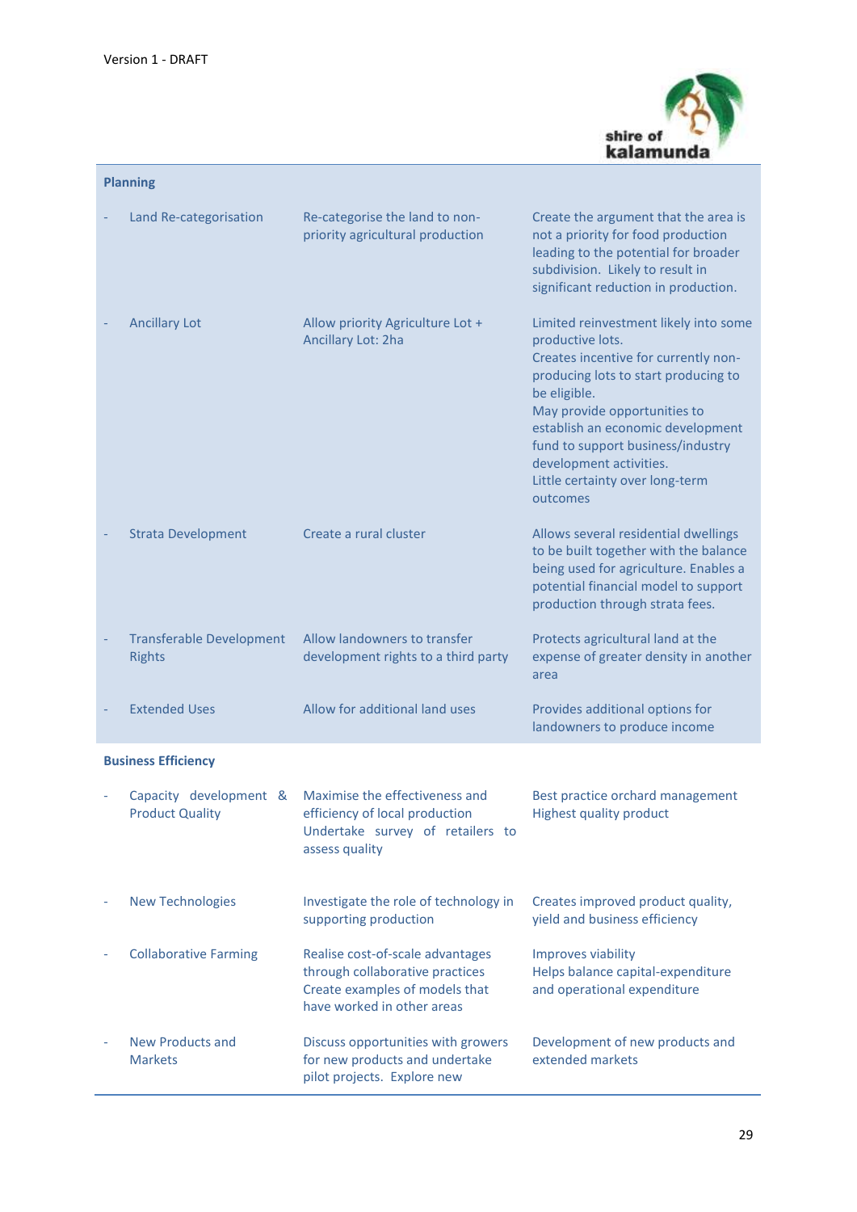Version 1 - DRAFT

| | | |
|---|---|---|
| **Planning** | | |
| - Land Re-categorisation | Re-categorise the land to non-priority agricultural production | Create the argument that the area is not a priority for food production leading to the potential for broader subdivision. Likely to result in significant reduction in production. |
| - Ancillary Lot | Allow priority Agriculture Lot + Ancillary Lot: 2ha | Limited reinvestment likely into some productive lots.<br>Creates incentive for currently non-producing lots to start producing to be eligible.<br>May provide opportunities to establish an economic development fund to support business/industry development activities.<br>Little certainty over long-term outcomes |
| - Strata Development | Create a rural cluster | Allows several residential dwellings to be built together with the balance being used for agriculture. Enables a potential financial model to support production through strata fees. |
| - Transferable Development Rights | Allow landowners to transfer development rights to a third party | Protects agricultural land at the expense of greater density in another area |
| - Extended Uses | Allow for additional land uses | Provides additional options for landowners to produce income |
| **Business Efficiency** | | |
| - Capacity development & Product Quality | Maximise the effectiveness and efficiency of local production<br>Undertake survey of retailers to assess quality | Best practice orchard management<br>Highest quality product |
| - New Technologies | Investigate the role of technology in supporting production | Creates improved product quality, yield and business efficiency |
| - Collaborative Farming | Realise cost-of-scale advantages through collaborative practices<br>Create examples of models that have worked in other areas | Improves viability<br>Helps balance capital-expenditure and operational expenditure |
| - New Products and Markets | Discuss opportunities with growers for new products and undertake pilot projects. Explore new | Development of new products and extended markets |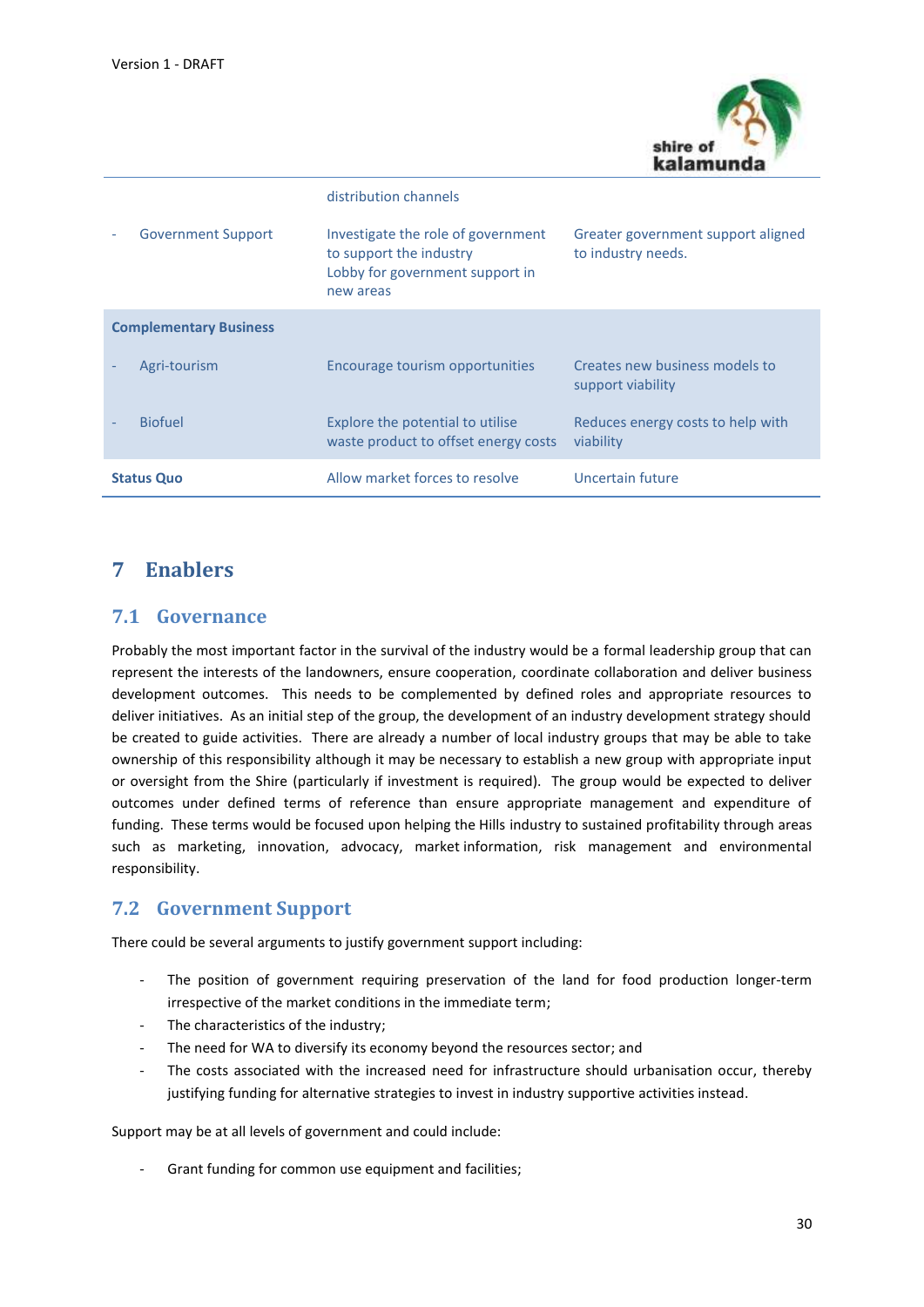| | | |
|---|---|---|
| | distribution channels | |
| - Government Support | Investigate the role of government to support the industry<br>Lobby for government support in new areas | Greater government support aligned to industry needs. |
| **Complementary Business** | | |
| - Agri-tourism | Encourage tourism opportunities | Creates new business models to support viability |
| - Biofuel | Explore the potential to utilise waste product to offset energy costs | Reduces energy costs to help with viability |
| **Status Quo** | Allow market forces to resolve | Uncertain future |

# 7 Enablers

## 7.1 Governance

Probably the most important factor in the survival of the industry would be a formal leadership group that can represent the interests of the landowners, ensure cooperation, coordinate collaboration and deliver business development outcomes. This needs to be complemented by defined roles and appropriate resources to deliver initiatives. As an initial step of the group, the development of an industry development strategy should be created to guide activities. There are already a number of local industry groups that may be able to take ownership of this responsibility although it may be necessary to establish a new group with appropriate input or oversight from the Shire (particularly if investment is required). The group would be expected to deliver outcomes under defined terms of reference than ensure appropriate management and expenditure of funding. These terms would be focused upon helping the Hills industry to sustained profitability through areas such as marketing, innovation, advocacy, market information, risk management and environmental responsibility.

## 7.2 Government Support

There could be several arguments to justify government support including:

- The position of government requiring preservation of the land for food production longer-term irrespective of the market conditions in the immediate term;
- The characteristics of the industry;
- The need for WA to diversify its economy beyond the resources sector; and
- The costs associated with the increased need for infrastructure should urbanisation occur, thereby justifying funding for alternative strategies to invest in industry supportive activities instead.

Support may be at all levels of government and could include:

- Grant funding for common use equipment and facilities;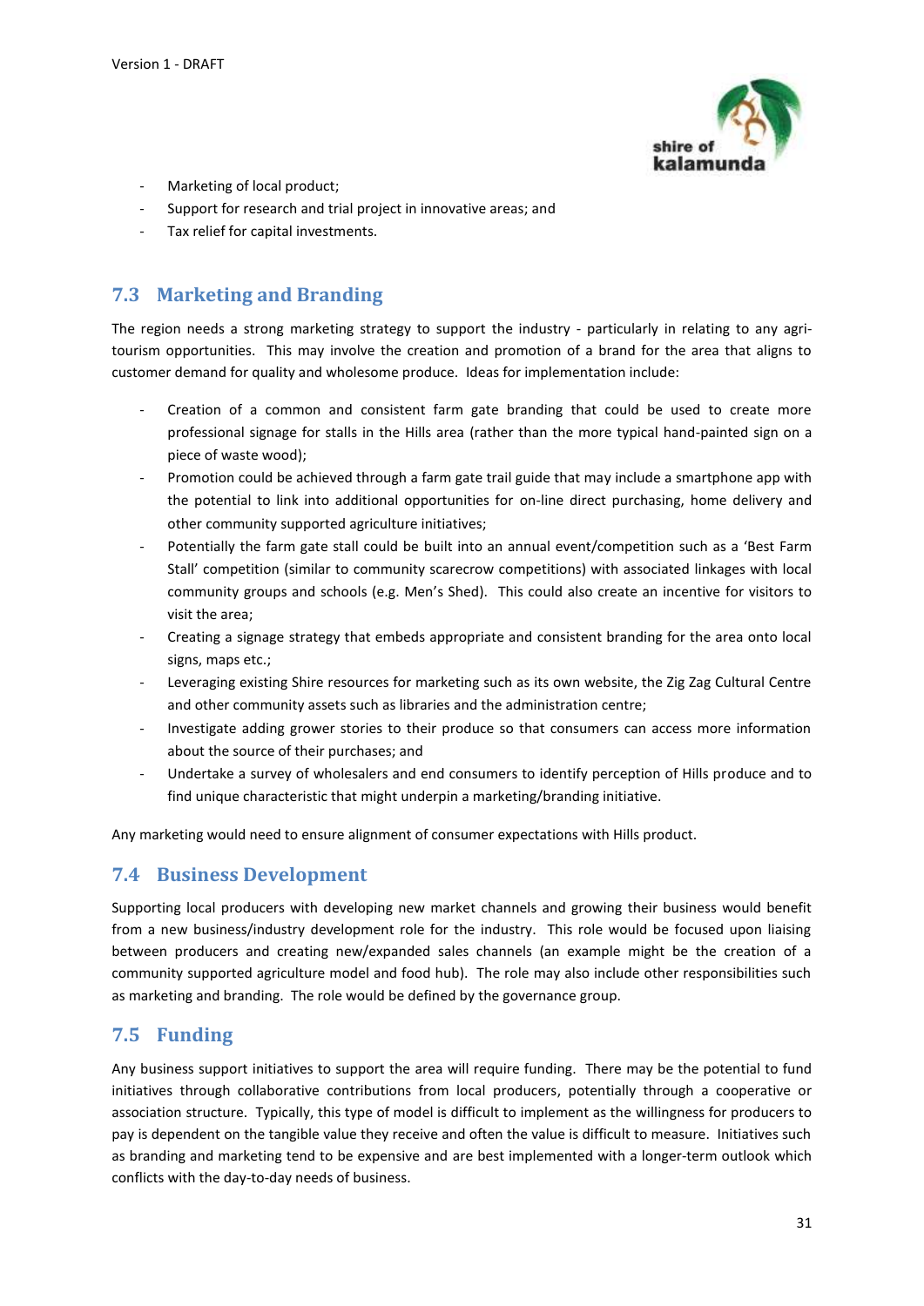- Marketing of local product;
- Support for research and trial project in innovative areas; and
- Tax relief for capital investments.

## 7.3 Marketing and Branding

The region needs a strong marketing strategy to support the industry - particularly in relating to any agri-tourism opportunities. This may involve the creation and promotion of a brand for the area that aligns to customer demand for quality and wholesome produce. Ideas for implementation include:

- Creation of a common and consistent farm gate branding that could be used to create more professional signage for stalls in the Hills area (rather than the more typical hand-painted sign on a piece of waste wood);
- Promotion could be achieved through a farm gate trail guide that may include a smartphone app with the potential to link into additional opportunities for on-line direct purchasing, home delivery and other community supported agriculture initiatives;
- Potentially the farm gate stall could be built into an annual event/competition such as a 'Best Farm Stall' competition (similar to community scarecrow competitions) with associated linkages with local community groups and schools (e.g. Men's Shed). This could also create an incentive for visitors to visit the area;
- Creating a signage strategy that embeds appropriate and consistent branding for the area onto local signs, maps etc.;
- Leveraging existing Shire resources for marketing such as its own website, the Zig Zag Cultural Centre and other community assets such as libraries and the administration centre;
- Investigate adding grower stories to their produce so that consumers can access more information about the source of their purchases; and
- Undertake a survey of wholesalers and end consumers to identify perception of Hills produce and to find unique characteristic that might underpin a marketing/branding initiative.

Any marketing would need to ensure alignment of consumer expectations with Hills product.

## 7.4 Business Development

Supporting local producers with developing new market channels and growing their business would benefit from a new business/industry development role for the industry. This role would be focused upon liaising between producers and creating new/expanded sales channels (an example might be the creation of a community supported agriculture model and food hub). The role may also include other responsibilities such as marketing and branding. The role would be defined by the governance group.

## 7.5 Funding

Any business support initiatives to support the area will require funding. There may be the potential to fund initiatives through collaborative contributions from local producers, potentially through a cooperative or association structure. Typically, this type of model is difficult to implement as the willingness for producers to pay is dependent on the tangible value they receive and often the value is difficult to measure. Initiatives such as branding and marketing tend to be expensive and are best implemented with a longer-term outlook which conflicts with the day-to-day needs of business.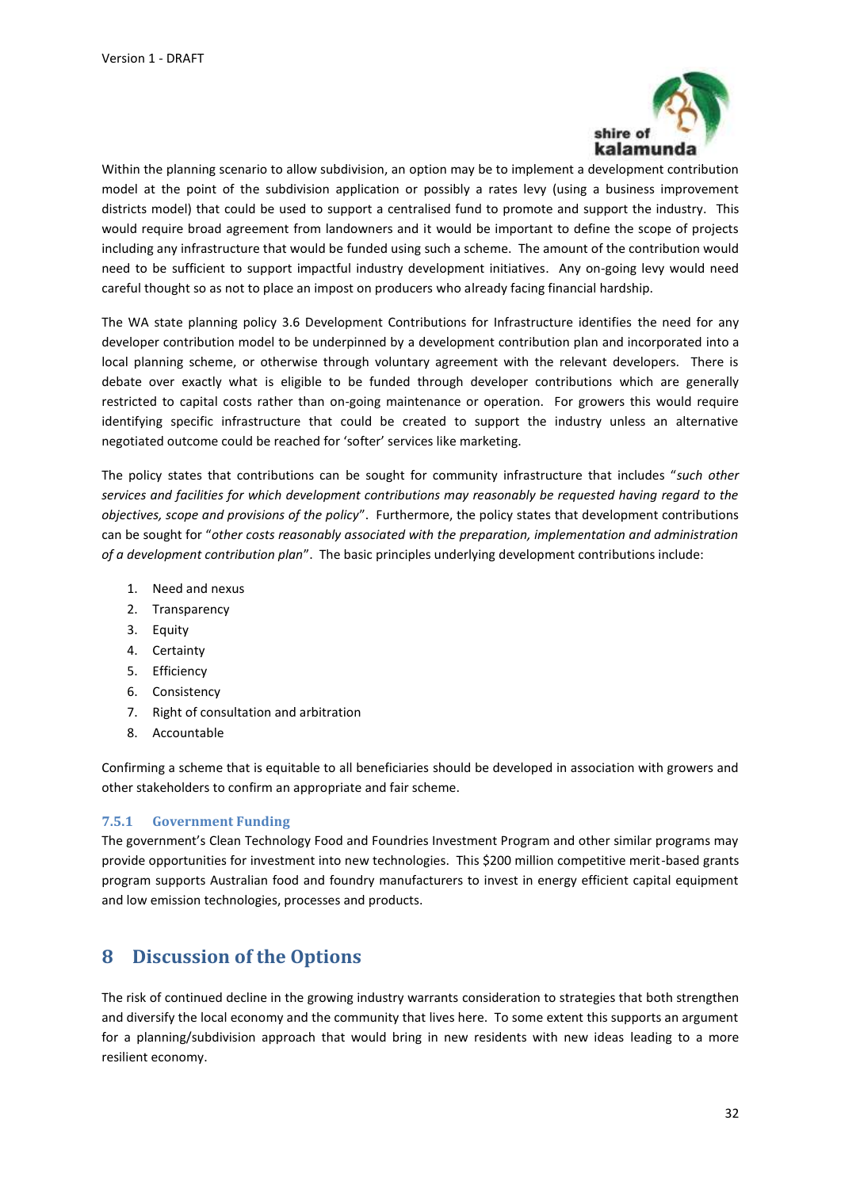Within the planning scenario to allow subdivision, an option may be to implement a development contribution model at the point of the subdivision application or possibly a rates levy (using a business improvement districts model) that could be used to support a centralised fund to promote and support the industry. This would require broad agreement from landowners and it would be important to define the scope of projects including any infrastructure that would be funded using such a scheme. The amount of the contribution would need to be sufficient to support impactful industry development initiatives. Any on-going levy would need careful thought so as not to place an impost on producers who already facing financial hardship.

The WA state planning policy 3.6 Development Contributions for Infrastructure identifies the need for any developer contribution model to be underpinned by a development contribution plan and incorporated into a local planning scheme, or otherwise through voluntary agreement with the relevant developers. There is debate over exactly what is eligible to be funded through developer contributions which are generally restricted to capital costs rather than on-going maintenance or operation. For growers this would require identifying specific infrastructure that could be created to support the industry unless an alternative negotiated outcome could be reached for 'softer' services like marketing.

The policy states that contributions can be sought for community infrastructure that includes "*such other services and facilities for which development contributions may reasonably be requested having regard to the objectives, scope and provisions of the policy*". Furthermore, the policy states that development contributions can be sought for "*other costs reasonably associated with the preparation, implementation and administration of a development contribution plan*". The basic principles underlying development contributions include:

1. Need and nexus
2. Transparency
3. Equity
4. Certainty
5. Efficiency
6. Consistency
7. Right of consultation and arbitration
8. Accountable

Confirming a scheme that is equitable to all beneficiaries should be developed in association with growers and other stakeholders to confirm an appropriate and fair scheme.

### 7.5.1 Government Funding

The government's Clean Technology Food and Foundries Investment Program and other similar programs may provide opportunities for investment into new technologies. This $200 million competitive merit-based grants program supports Australian food and foundry manufacturers to invest in energy efficient capital equipment and low emission technologies, processes and products.

# 8 Discussion of the Options

The risk of continued decline in the growing industry warrants consideration to strategies that both strengthen and diversify the local economy and the community that lives here. To some extent this supports an argument for a planning/subdivision approach that would bring in new residents with new ideas leading to a more resilient economy.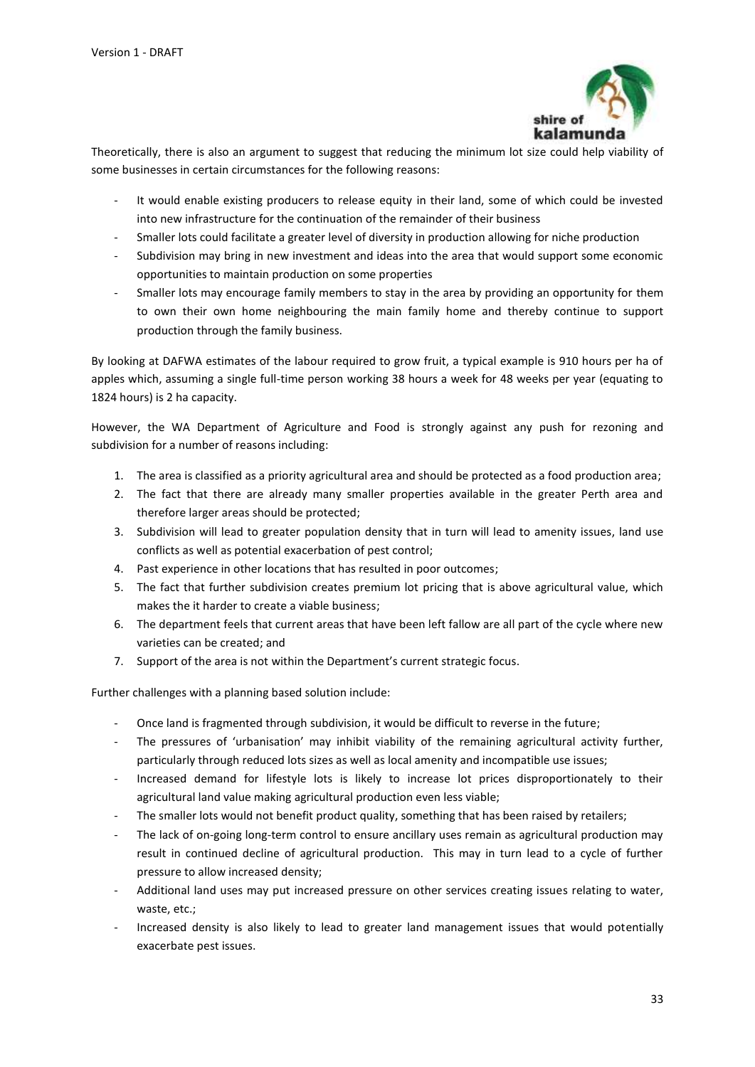Theoretically, there is also an argument to suggest that reducing the minimum lot size could help viability of some businesses in certain circumstances for the following reasons:

- It would enable existing producers to release equity in their land, some of which could be invested into new infrastructure for the continuation of the remainder of their business
- Smaller lots could facilitate a greater level of diversity in production allowing for niche production
- Subdivision may bring in new investment and ideas into the area that would support some economic opportunities to maintain production on some properties
- Smaller lots may encourage family members to stay in the area by providing an opportunity for them to own their own home neighbouring the main family home and thereby continue to support production through the family business.

By looking at DAFWA estimates of the labour required to grow fruit, a typical example is 910 hours per ha of apples which, assuming a single full-time person working 38 hours a week for 48 weeks per year (equating to 1824 hours) is 2 ha capacity.

However, the WA Department of Agriculture and Food is strongly against any push for rezoning and subdivision for a number of reasons including:

1. The area is classified as a priority agricultural area and should be protected as a food production area;
2. The fact that there are already many smaller properties available in the greater Perth area and therefore larger areas should be protected;
3. Subdivision will lead to greater population density that in turn will lead to amenity issues, land use conflicts as well as potential exacerbation of pest control;
4. Past experience in other locations that has resulted in poor outcomes;
5. The fact that further subdivision creates premium lot pricing that is above agricultural value, which makes the it harder to create a viable business;
6. The department feels that current areas that have been left fallow are all part of the cycle where new varieties can be created; and
7. Support of the area is not within the Department's current strategic focus.

Further challenges with a planning based solution include:

- Once land is fragmented through subdivision, it would be difficult to reverse in the future;
- The pressures of 'urbanisation' may inhibit viability of the remaining agricultural activity further, particularly through reduced lots sizes as well as local amenity and incompatible use issues;
- Increased demand for lifestyle lots is likely to increase lot prices disproportionately to their agricultural land value making agricultural production even less viable;
- The smaller lots would not benefit product quality, something that has been raised by retailers;
- The lack of on-going long-term control to ensure ancillary uses remain as agricultural production may result in continued decline of agricultural production. This may in turn lead to a cycle of further pressure to allow increased density;
- Additional land uses may put increased pressure on other services creating issues relating to water, waste, etc.;
- Increased density is also likely to lead to greater land management issues that would potentially exacerbate pest issues.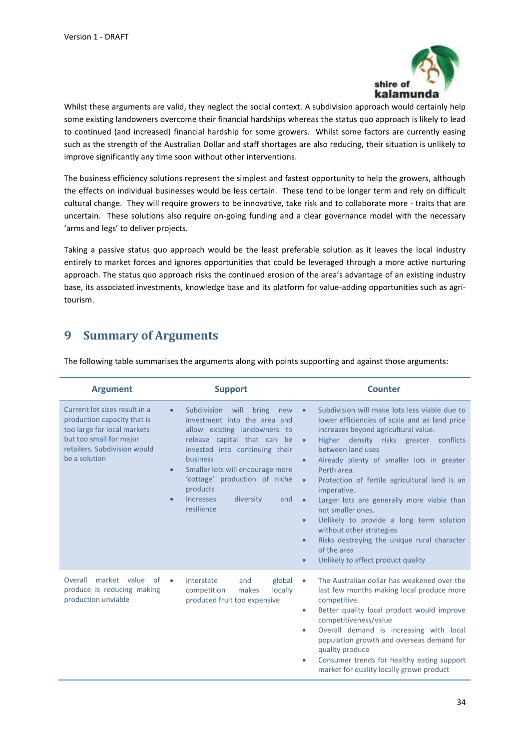Whilst these arguments are valid, they neglect the social context. A subdivision approach would certainly help some existing landowners overcome their financial hardships whereas the status quo approach is likely to lead to continued (and increased) financial hardship for some growers. Whilst some factors are currently easing such as the strength of the Australian Dollar and staff shortages are also reducing, their situation is unlikely to improve significantly any time soon without other interventions.

The business efficiency solutions represent the simplest and fastest opportunity to help the growers, although the effects on individual businesses would be less certain. These tend to be longer term and rely on difficult cultural change. They will require growers to be innovative, take risk and to collaborate more - traits that are uncertain. These solutions also require on-going funding and a clear governance model with the necessary 'arms and legs' to deliver projects.

Taking a passive status quo approach would be the least preferable solution as it leaves the local industry entirely to market forces and ignores opportunities that could be leveraged through a more active nurturing approach. The status quo approach risks the continued erosion of the area's advantage of an existing industry base, its associated investments, knowledge base and its platform for value-adding opportunities such as agri-tourism.

# 9 Summary of Arguments

The following table summarises the arguments along with points supporting and against those arguments:

| Argument | Support | Counter |
|---|---|---|
| Current lot sizes result in a production capacity that is too large for local markets but too small for major retailers. Subdivision would be a solution | • Subdivision will bring new investment into the area and allow existing landowners to release capital that can be invested into continuing their business<br>• Smaller lots will encourage more 'cottage' production of niche products<br>• Increases diversity and resilience | • Subdivision will make lots less viable due to lower efficiencies of scale and as land price increases beyond agricultural value.<br>• Higher density risks greater conflicts between land uses<br>• Already plenty of smaller lots in greater Perth area.<br>• Protection of fertile agricultural land is an imperative.<br>• Larger lots are generally more viable than not smaller ones.<br>• Unlikely to provide a long term solution without other strategies<br>• Risks destroying the unique rural character of the area<br>• Unlikely to affect product quality |
| Overall market value of produce is reducing making production unviable | • Interstate and global competition makes locally produced fruit too expensive | • The Australian dollar has weakened over the last few months making local produce more competitive.<br>• Better quality local product would improve competitiveness/value<br>• Overall demand is increasing with local population growth and overseas demand for quality produce<br>• Consumer trends for healthy eating support market for quality locally grown product |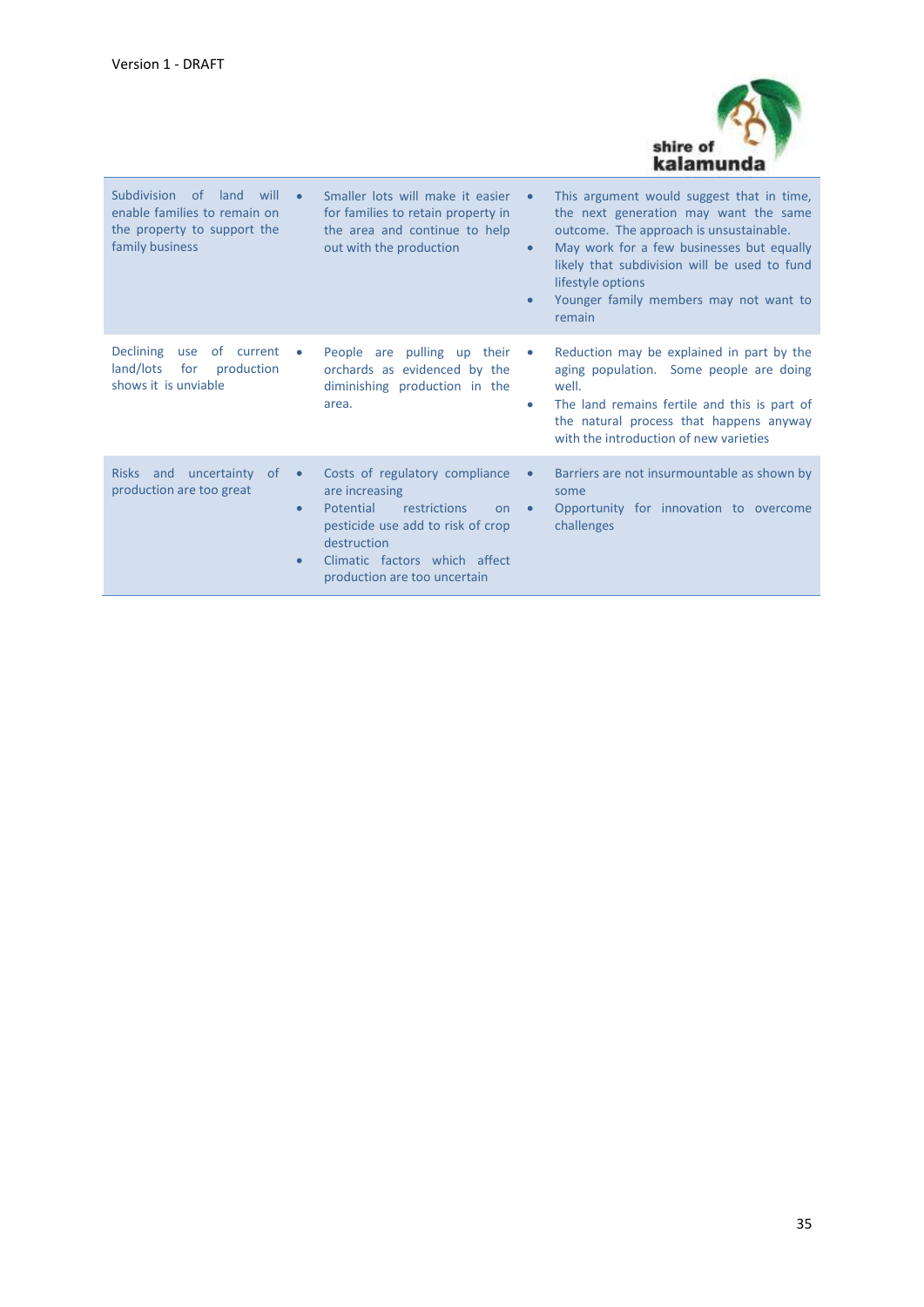Version 1 - DRAFT

| | | |
|---|---|---|
| Subdivision of land will enable families to remain on the property to support the family business | • Smaller lots will make it easier for families to retain property in the area and continue to help out with the production | • This argument would suggest that in time, the next generation may want the same outcome. The approach is unsustainable.<br>• May work for a few businesses but equally likely that subdivision will be used to fund lifestyle options<br>• Younger family members may not want to remain |
| Declining use of current land/lots for production shows it is unviable | • People are pulling up their orchards as evidenced by the diminishing production in the area. | • Reduction may be explained in part by the aging population. Some people are doing well.<br>• The land remains fertile and this is part of the natural process that happens anyway with the introduction of new varieties |
| Risks and uncertainty of production are too great | • Costs of regulatory compliance are increasing<br>• Potential restrictions on pesticide use add to risk of crop destruction<br>• Climatic factors which affect production are too uncertain | • Barriers are not insurmountable as shown by some<br>• Opportunity for innovation to overcome challenges |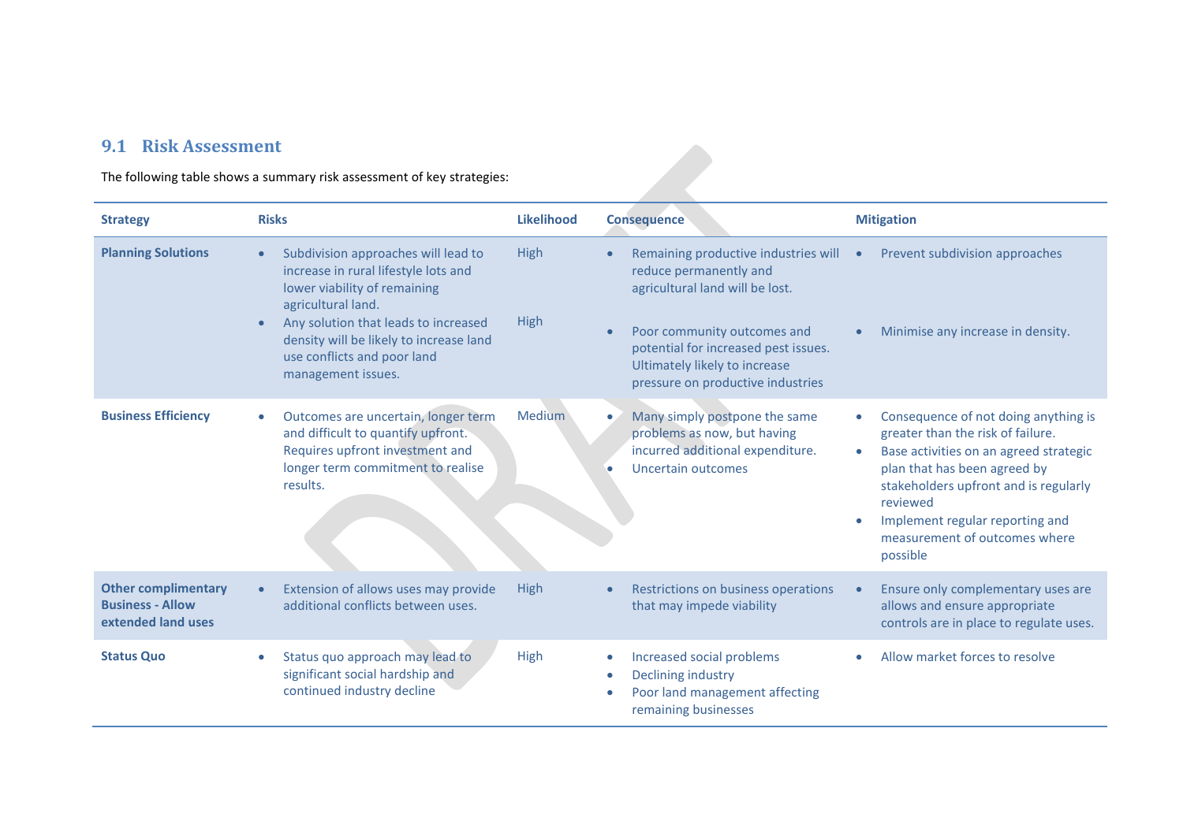## 9.1 Risk Assessment

The following table shows a summary risk assessment of key strategies:

| Strategy | Risks | Likelihood | Consequence | Mitigation |
|---|---|---|---|---|
| **Planning Solutions** | • Subdivision approaches will lead to increase in rural lifestyle lots and lower viability of remaining agricultural land.<br>• Any solution that leads to increased density will be likely to increase land use conflicts and poor land management issues. | High<br><br>High | • Remaining productive industries will reduce permanently and agricultural land will be lost.<br>• Poor community outcomes and potential for increased pest issues. Ultimately likely to increase pressure on productive industries | • Prevent subdivision approaches<br>• Minimise any increase in density. |
| **Business Efficiency** | • Outcomes are uncertain, longer term and difficult to quantify upfront. Requires upfront investment and longer term commitment to realise results. | Medium | • Many simply postpone the same problems as now, but having incurred additional expenditure.<br>• Uncertain outcomes | • Consequence of not doing anything is greater than the risk of failure.<br>• Base activities on an agreed strategic plan that has been agreed by stakeholders upfront and is regularly reviewed<br>• Implement regular reporting and measurement of outcomes where possible |
| **Other complimentary Business - Allow extended land uses** | • Extension of allows uses may provide additional conflicts between uses. | High | • Restrictions on business operations that may impede viability | • Ensure only complementary uses are allows and ensure appropriate controls are in place to regulate uses. |
| **Status Quo** | • Status quo approach may lead to significant social hardship and continued industry decline | High | • Increased social problems<br>• Declining industry<br>• Poor land management affecting remaining businesses | • Allow market forces to resolve |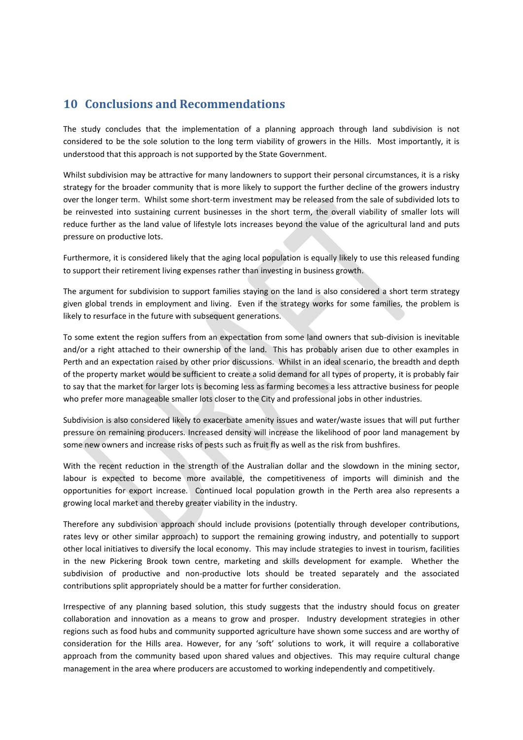## 10 Conclusions and Recommendations

The study concludes that the implementation of a planning approach through land subdivision is not considered to be the sole solution to the long term viability of growers in the Hills. Most importantly, it is understood that this approach is not supported by the State Government.

Whilst subdivision may be attractive for many landowners to support their personal circumstances, it is a risky strategy for the broader community that is more likely to support the further decline of the growers industry over the longer term. Whilst some short-term investment may be released from the sale of subdivided lots to be reinvested into sustaining current businesses in the short term, the overall viability of smaller lots will reduce further as the land value of lifestyle lots increases beyond the value of the agricultural land and puts pressure on productive lots.

Furthermore, it is considered likely that the aging local population is equally likely to use this released funding to support their retirement living expenses rather than investing in business growth.

The argument for subdivision to support families staying on the land is also considered a short term strategy given global trends in employment and living. Even if the strategy works for some families, the problem is likely to resurface in the future with subsequent generations.

To some extent the region suffers from an expectation from some land owners that sub-division is inevitable and/or a right attached to their ownership of the land. This has probably arisen due to other examples in Perth and an expectation raised by other prior discussions. Whilst in an ideal scenario, the breadth and depth of the property market would be sufficient to create a solid demand for all types of property, it is probably fair to say that the market for larger lots is becoming less as farming becomes a less attractive business for people who prefer more manageable smaller lots closer to the City and professional jobs in other industries.

Subdivision is also considered likely to exacerbate amenity issues and water/waste issues that will put further pressure on remaining producers. Increased density will increase the likelihood of poor land management by some new owners and increase risks of pests such as fruit fly as well as the risk from bushfires.

With the recent reduction in the strength of the Australian dollar and the slowdown in the mining sector, labour is expected to become more available, the competitiveness of imports will diminish and the opportunities for export increase. Continued local population growth in the Perth area also represents a growing local market and thereby greater viability in the industry.

Therefore any subdivision approach should include provisions (potentially through developer contributions, rates levy or other similar approach) to support the remaining growing industry, and potentially to support other local initiatives to diversify the local economy. This may include strategies to invest in tourism, facilities in the new Pickering Brook town centre, marketing and skills development for example. Whether the subdivision of productive and non-productive lots should be treated separately and the associated contributions split appropriately should be a matter for further consideration.

Irrespective of any planning based solution, this study suggests that the industry should focus on greater collaboration and innovation as a means to grow and prosper. Industry development strategies in other regions such as food hubs and community supported agriculture have shown some success and are worthy of consideration for the Hills area. However, for any 'soft' solutions to work, it will require a collaborative approach from the community based upon shared values and objectives. This may require cultural change management in the area where producers are accustomed to working independently and competitively.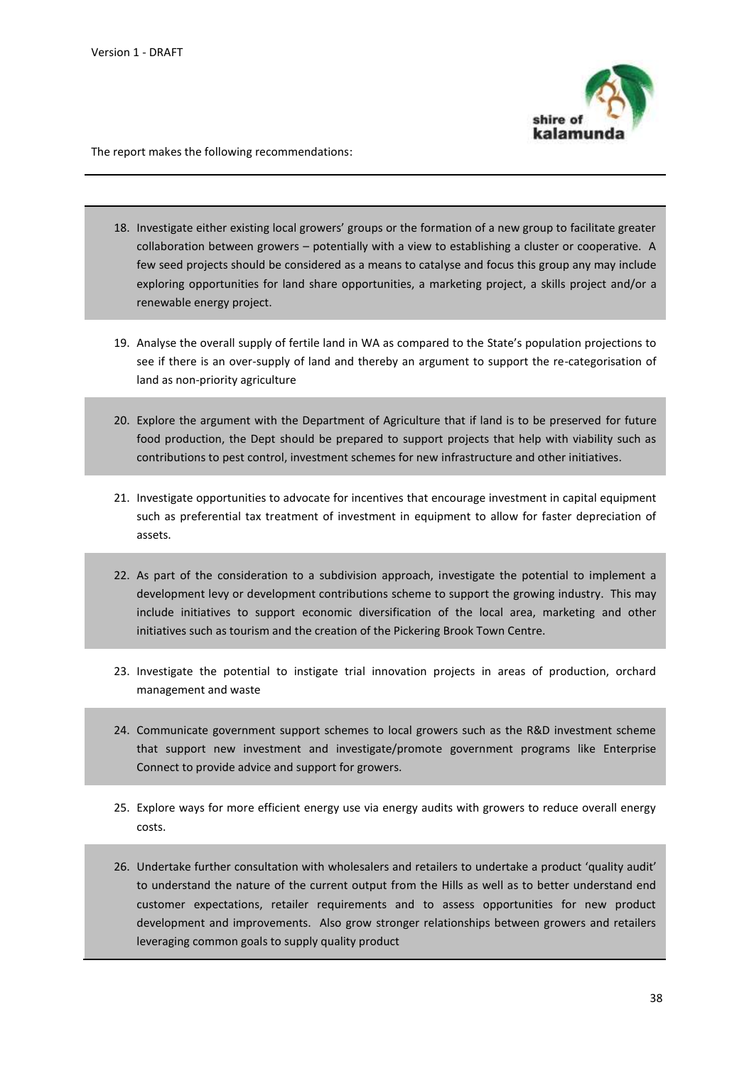The report makes the following recommendations:

18. Investigate either existing local growers' groups or the formation of a new group to facilitate greater collaboration between growers – potentially with a view to establishing a cluster or cooperative. A few seed projects should be considered as a means to catalyse and focus this group any may include exploring opportunities for land share opportunities, a marketing project, a skills project and/or a renewable energy project.
19. Analyse the overall supply of fertile land in WA as compared to the State's population projections to see if there is an over-supply of land and thereby an argument to support the re-categorisation of land as non-priority agriculture
20. Explore the argument with the Department of Agriculture that if land is to be preserved for future food production, the Dept should be prepared to support projects that help with viability such as contributions to pest control, investment schemes for new infrastructure and other initiatives.
21. Investigate opportunities to advocate for incentives that encourage investment in capital equipment such as preferential tax treatment of investment in equipment to allow for faster depreciation of assets.
22. As part of the consideration to a subdivision approach, investigate the potential to implement a development levy or development contributions scheme to support the growing industry. This may include initiatives to support economic diversification of the local area, marketing and other initiatives such as tourism and the creation of the Pickering Brook Town Centre.
23. Investigate the potential to instigate trial innovation projects in areas of production, orchard management and waste
24. Communicate government support schemes to local growers such as the R&D investment scheme that support new investment and investigate/promote government programs like Enterprise Connect to provide advice and support for growers.
25. Explore ways for more efficient energy use via energy audits with growers to reduce overall energy costs.
26. Undertake further consultation with wholesalers and retailers to undertake a product 'quality audit' to understand the nature of the current output from the Hills as well as to better understand end customer expectations, retailer requirements and to assess opportunities for new product development and improvements. Also grow stronger relationships between growers and retailers leveraging common goals to supply quality product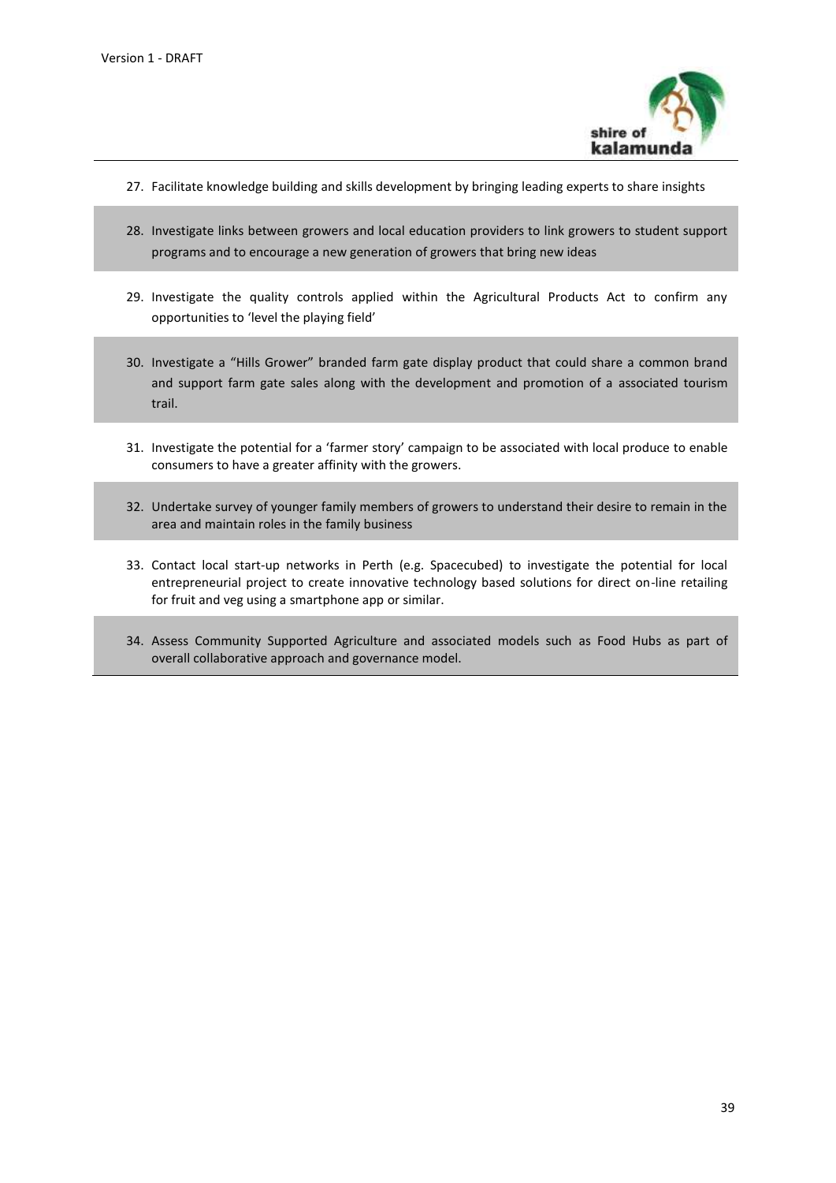27. Facilitate knowledge building and skills development by bringing leading experts to share insights
28. Investigate links between growers and local education providers to link growers to student support programs and to encourage a new generation of growers that bring new ideas
29. Investigate the quality controls applied within the Agricultural Products Act to confirm any opportunities to 'level the playing field'
30. Investigate a "Hills Grower" branded farm gate display product that could share a common brand and support farm gate sales along with the development and promotion of a associated tourism trail.
31. Investigate the potential for a 'farmer story' campaign to be associated with local produce to enable consumers to have a greater affinity with the growers.
32. Undertake survey of younger family members of growers to understand their desire to remain in the area and maintain roles in the family business
33. Contact local start-up networks in Perth (e.g. Spacecubed) to investigate the potential for local entrepreneurial project to create innovative technology based solutions for direct on-line retailing for fruit and veg using a smartphone app or similar.
34. Assess Community Supported Agriculture and associated models such as Food Hubs as part of overall collaborative approach and governance model.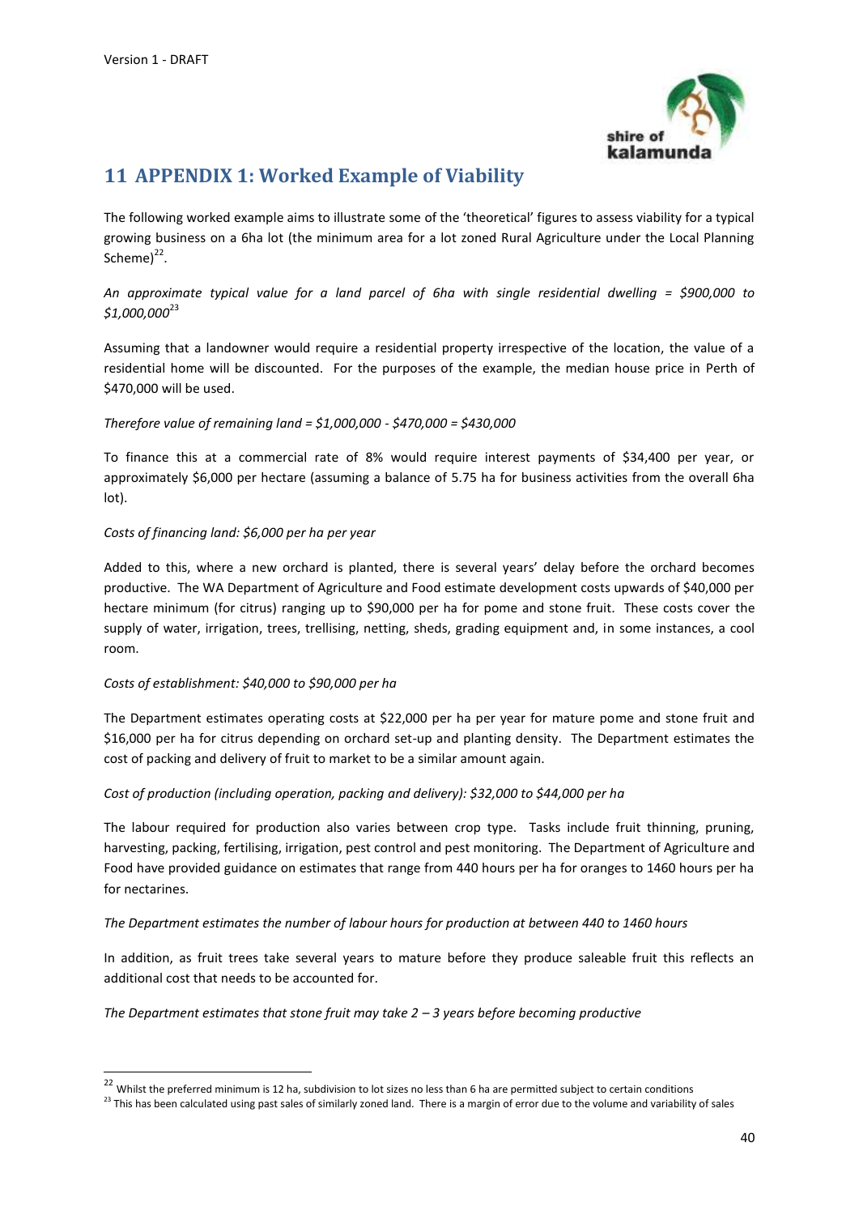# 11 APPENDIX 1: Worked Example of Viability

The following worked example aims to illustrate some of the 'theoretical' figures to assess viability for a typical growing business on a 6ha lot (the minimum area for a lot zoned Rural Agriculture under the Local Planning Scheme)[22].

*An approximate typical value for a land parcel of 6ha with single residential dwelling = $900,000 to $1,000,000*[23]

Assuming that a landowner would require a residential property irrespective of the location, the value of a residential home will be discounted. For the purposes of the example, the median house price in Perth of $470,000 will be used.

*Therefore value of remaining land = $1,000,000 - $470,000 = $430,000*

To finance this at a commercial rate of 8% would require interest payments of $34,400 per year, or approximately $6,000 per hectare (assuming a balance of 5.75 ha for business activities from the overall 6ha lot).

*Costs of financing land: $6,000 per ha per year*

Added to this, where a new orchard is planted, there is several years' delay before the orchard becomes productive. The WA Department of Agriculture and Food estimate development costs upwards of $40,000 per hectare minimum (for citrus) ranging up to $90,000 per ha for pome and stone fruit. These costs cover the supply of water, irrigation, trees, trellising, netting, sheds, grading equipment and, in some instances, a cool room.

*Costs of establishment: $40,000 to $90,000 per ha*

The Department estimates operating costs at $22,000 per ha per year for mature pome and stone fruit and $16,000 per ha for citrus depending on orchard set-up and planting density. The Department estimates the cost of packing and delivery of fruit to market to be a similar amount again.

*Cost of production (including operation, packing and delivery): $32,000 to $44,000 per ha*

The labour required for production also varies between crop type. Tasks include fruit thinning, pruning, harvesting, packing, fertilising, irrigation, pest control and pest monitoring. The Department of Agriculture and Food have provided guidance on estimates that range from 440 hours per ha for oranges to 1460 hours per ha for nectarines.

*The Department estimates the number of labour hours for production at between 440 to 1460 hours*

In addition, as fruit trees take several years to mature before they produce saleable fruit this reflects an additional cost that needs to be accounted for.

*The Department estimates that stone fruit may take 2 – 3 years before becoming productive*

---

[22] Whilst the preferred minimum is 12 ha, subdivision to lot sizes no less than 6 ha are permitted subject to certain conditions

[23] This has been calculated using past sales of similarly zoned land. There is a margin of error due to the volume and variability of sales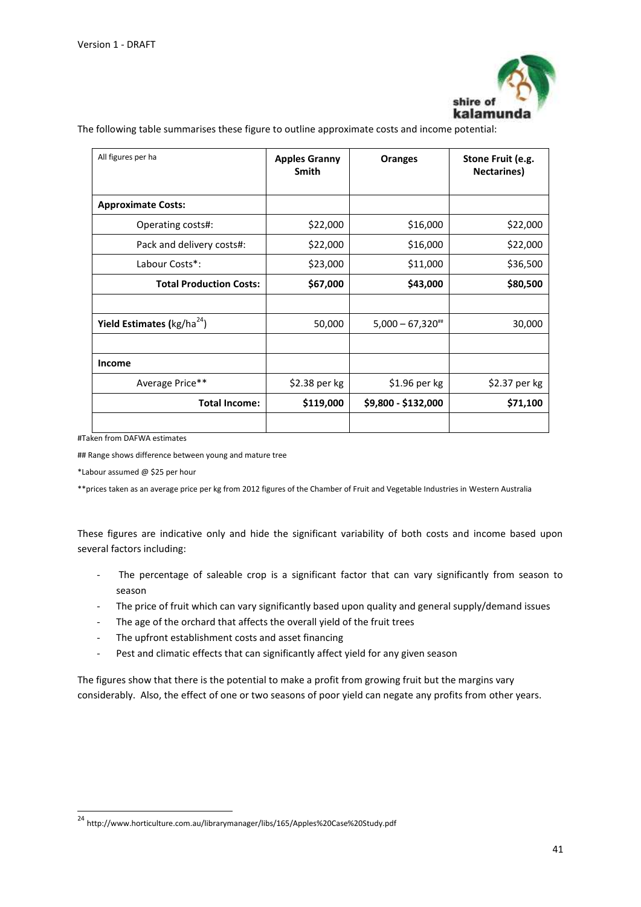The following table summarises these figure to outline approximate costs and income potential:

| All figures per ha | Apples Granny Smith | Oranges | Stone Fruit (e.g. Nectarines) |
|---|---|---|---|
| **Approximate Costs:** | | | |
| Operating costs#: | \$22,000 | \$16,000 | \$22,000 |
| Pack and delivery costs#: | \$22,000 | \$16,000 | \$22,000 |
| Labour Costs*: | \$23,000 | \$11,000 | \$36,500 |
| **Total Production Costs:** | **\$67,000** | **\$43,000** | **\$80,500** |
| | | | |
| **Yield Estimates (**kg/ha[24]**)** | 50,000 | 5,000 – 67,320## | 30,000 |
| | | | |
| **Income** | | | |
| Average Price** | \$2.38 per kg | \$1.96 per kg | \$2.37 per kg |
| **Total Income:** | **\$119,000** | **\$9,800 - \$132,000** | **\$71,100** |
| | | | |

#Taken from DAFWA estimates

## Range shows difference between young and mature tree

*Labour assumed @ \$25 per hour

**prices taken as an average price per kg from 2012 figures of the Chamber of Fruit and Vegetable Industries in Western Australia

These figures are indicative only and hide the significant variability of both costs and income based upon several factors including:

- The percentage of saleable crop is a significant factor that can vary significantly from season to season
- The price of fruit which can vary significantly based upon quality and general supply/demand issues
- The age of the orchard that affects the overall yield of the fruit trees
- The upfront establishment costs and asset financing
- Pest and climatic effects that can significantly affect yield for any given season

The figures show that there is the potential to make a profit from growing fruit but the margins vary considerably. Also, the effect of one or two seasons of poor yield can negate any profits from other years.

[24] http://www.horticulture.com.au/librarymanager/libs/165/Apples%20Case%20Study.pdf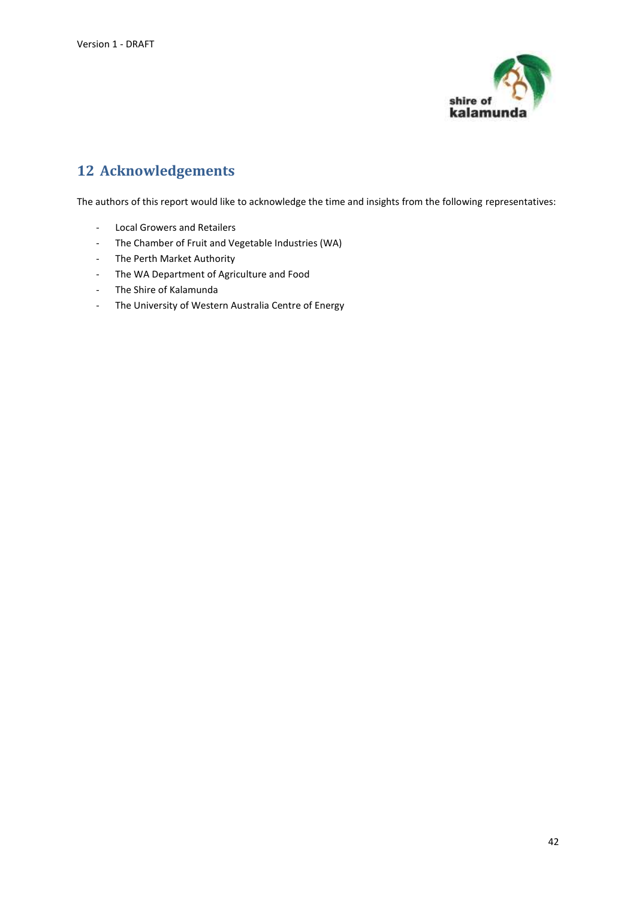# 12 Acknowledgements

The authors of this report would like to acknowledge the time and insights from the following representatives:

- Local Growers and Retailers
- The Chamber of Fruit and Vegetable Industries (WA)
- The Perth Market Authority
- The WA Department of Agriculture and Food
- The Shire of Kalamunda
- The University of Western Australia Centre of Energy